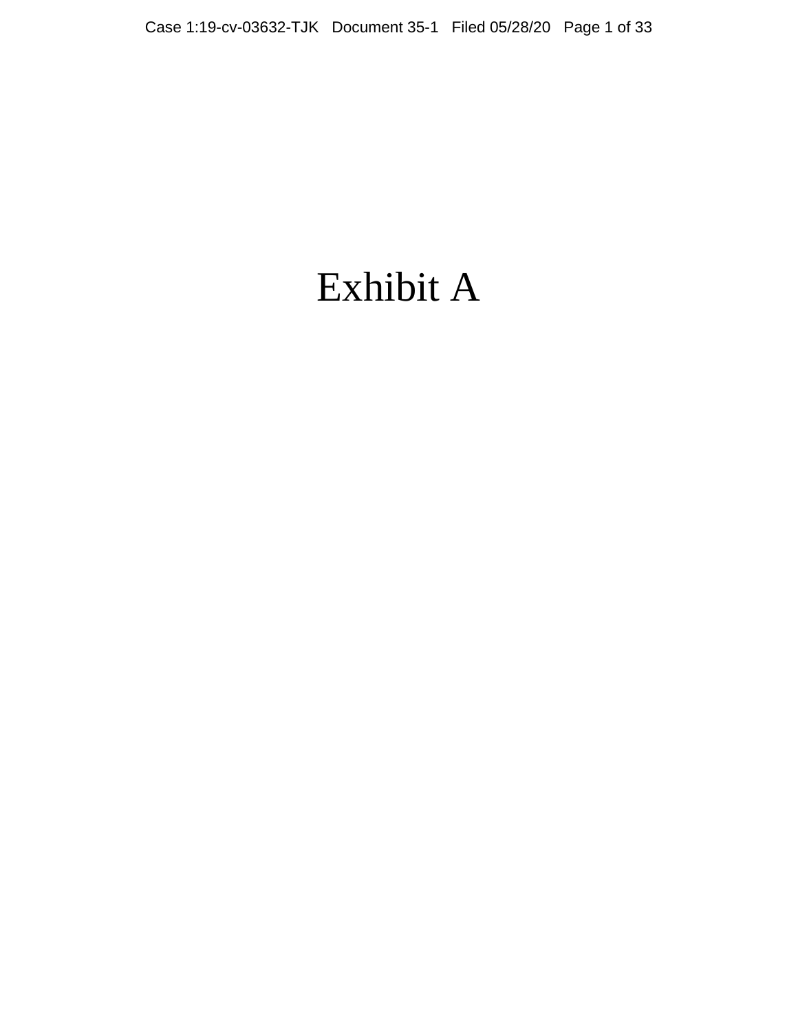# Exhibit A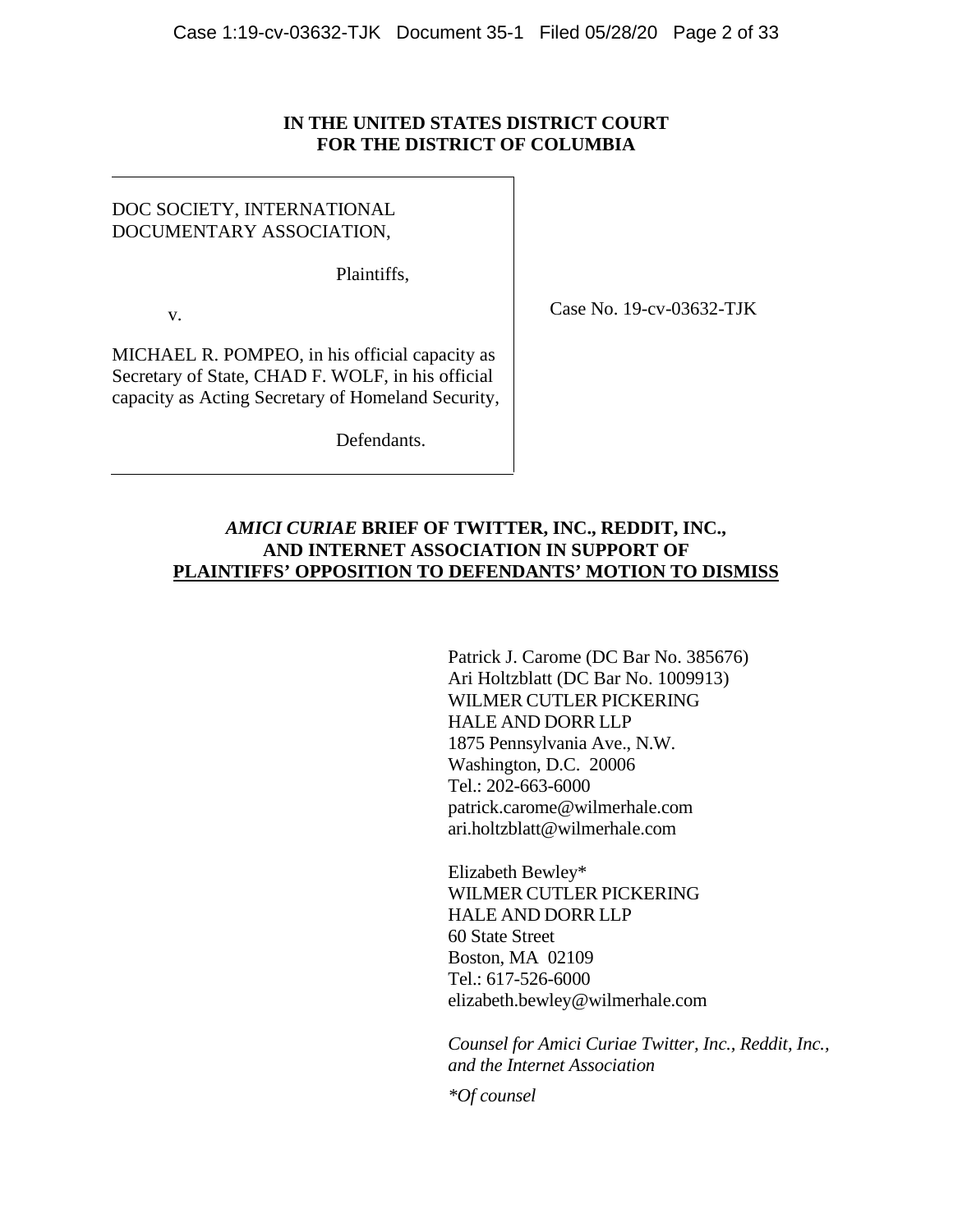**IN THE UNITED STATES DISTRICT COURT**
**FOR THE DISTRICT OF COLUMBIA**

DOC SOCIETY, INTERNATIONAL DOCUMENTARY ASSOCIATION,

Plaintiffs,

v.

MICHAEL R. POMPEO, in his official capacity as Secretary of State, CHAD F. WOLF, in his official capacity as Acting Secretary of Homeland Security,

Defendants.

Case No. 19-cv-03632-TJK

***AMICI CURIAE*** **BRIEF OF TWITTER, INC., REDDIT, INC., AND INTERNET ASSOCIATION IN SUPPORT OF PLAINTIFFS' OPPOSITION TO DEFENDANTS' MOTION TO DISMISS**

Patrick J. Carome (DC Bar No. 385676)
Ari Holtzblatt (DC Bar No. 1009913)
WILMER CUTLER PICKERING
HALE AND DORR LLP
1875 Pennsylvania Ave., N.W.
Washington, D.C. 20006
Tel.: 202-663-6000
patrick.carome@wilmerhale.com
ari.holtzblatt@wilmerhale.com

Elizabeth Bewley*
WILMER CUTLER PICKERING
HALE AND DORR LLP
60 State Street
Boston, MA 02109
Tel.: 617-526-6000
elizabeth.bewley@wilmerhale.com

*Counsel for Amici Curiae Twitter, Inc., Reddit, Inc., and the Internet Association*

*\*Of counsel*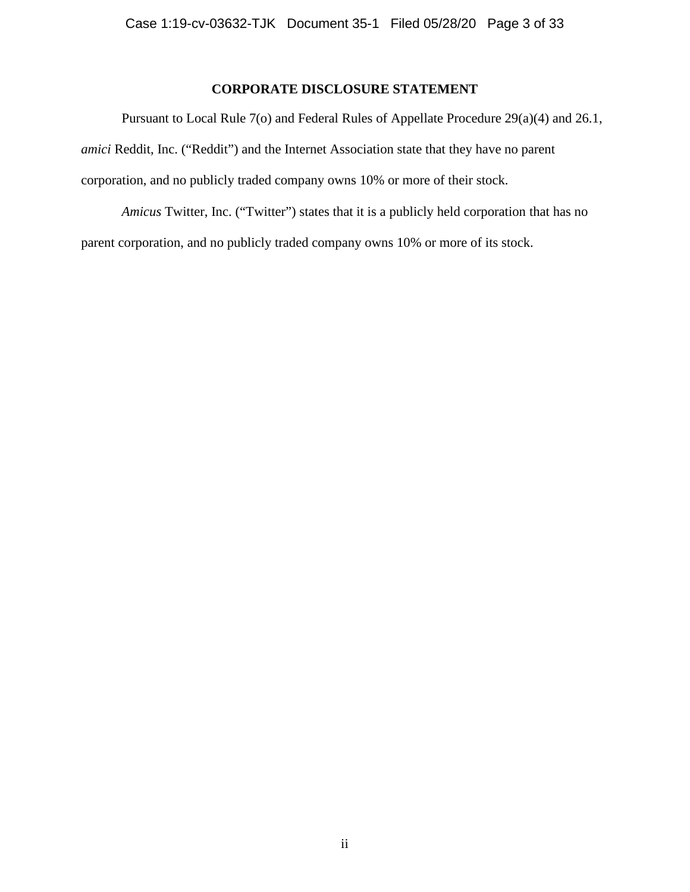## CORPORATE DISCLOSURE STATEMENT

Pursuant to Local Rule 7(o) and Federal Rules of Appellate Procedure 29(a)(4) and 26.1, *amici* Reddit, Inc. ("Reddit") and the Internet Association state that they have no parent corporation, and no publicly traded company owns 10% or more of their stock.

*Amicus* Twitter, Inc. ("Twitter") states that it is a publicly held corporation that has no parent corporation, and no publicly traded company owns 10% or more of its stock.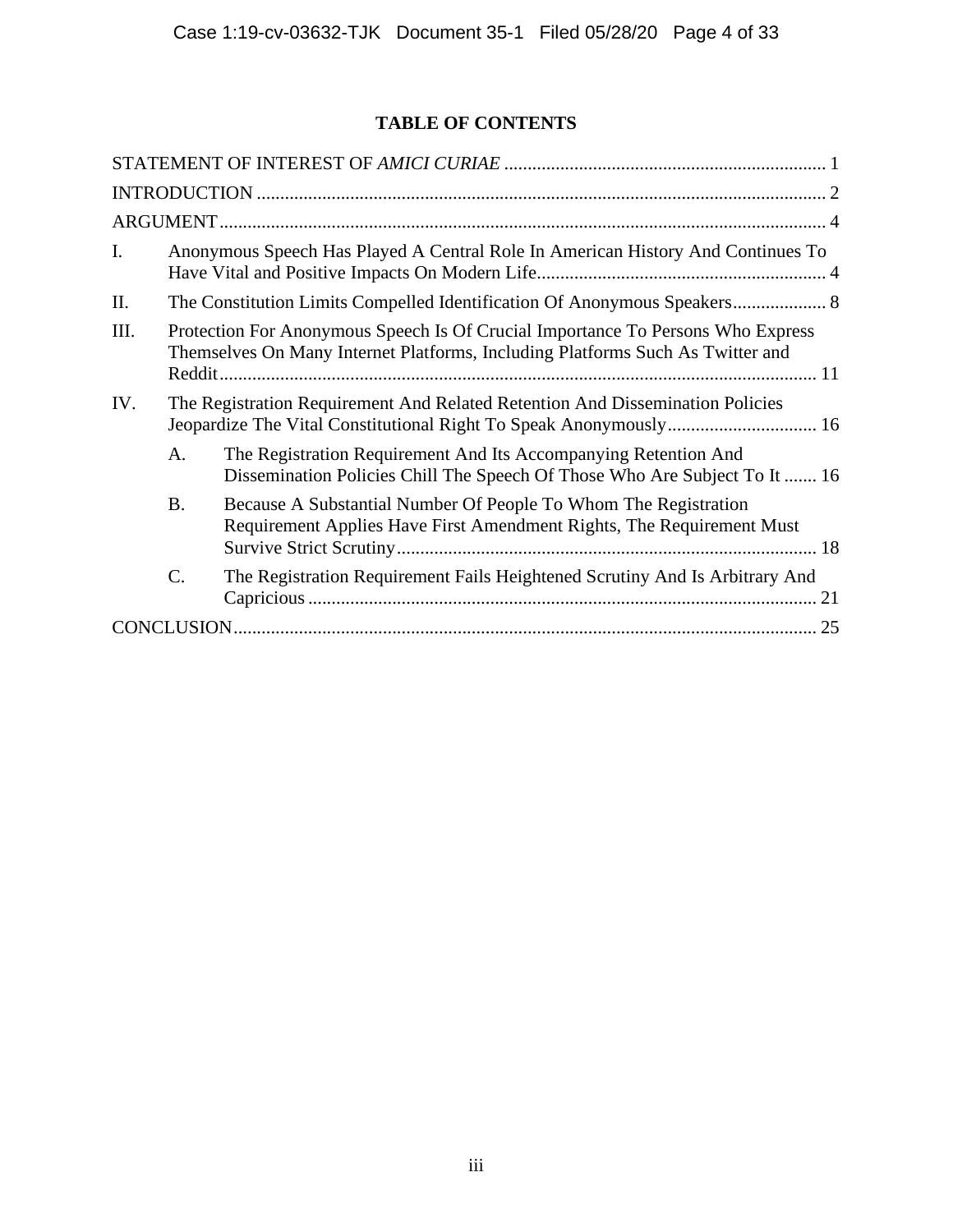# TABLE OF CONTENTS

STATEMENT OF INTEREST OF *AMICI CURIAE* .................................................................... 1

INTRODUCTION ......................................................................................................................... 2

ARGUMENT ................................................................................................................................. 4

I. Anonymous Speech Has Played A Central Role In American History And Continues To Have Vital and Positive Impacts On Modern Life ............................................................. 4

II. The Constitution Limits Compelled Identification Of Anonymous Speakers .................... 8

III. Protection For Anonymous Speech Is Of Crucial Importance To Persons Who Express Themselves On Many Internet Platforms, Including Platforms Such As Twitter and Reddit ............................................................................................................................... 11

IV. The Registration Requirement And Related Retention And Dissemination Policies Jeopardize The Vital Constitutional Right To Speak Anonymously ................................ 16

   A. The Registration Requirement And Its Accompanying Retention And Dissemination Policies Chill The Speech Of Those Who Are Subject To It ....... 16

   B. Because A Substantial Number Of People To Whom The Registration Requirement Applies Have First Amendment Rights, The Requirement Must Survive Strict Scrutiny .......................................................................................... 18

   C. The Registration Requirement Fails Heightened Scrutiny And Is Arbitrary And Capricious ............................................................................................................ 21

CONCLUSION ............................................................................................................................ 25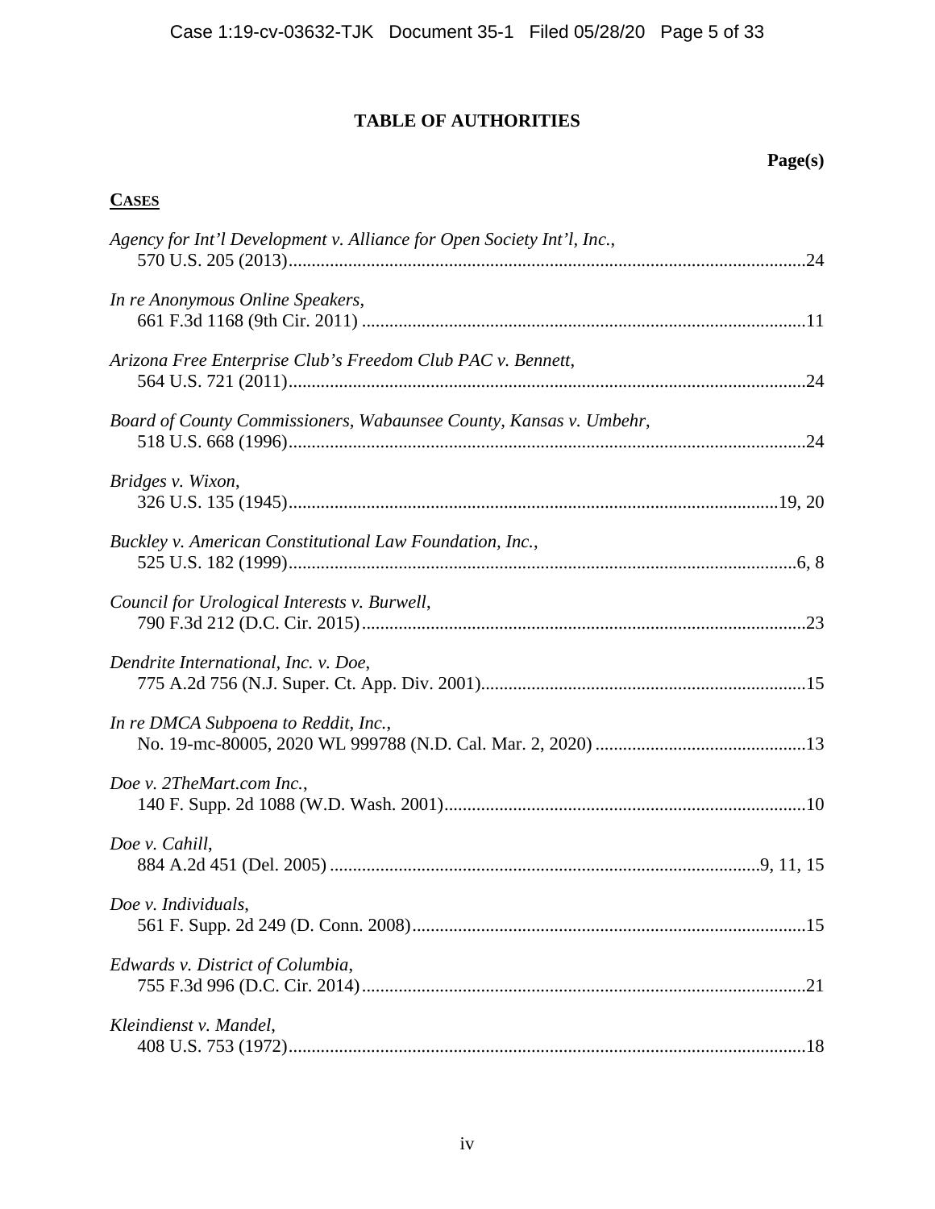# TABLE OF AUTHORITIES

**Page(s)**

**<u>CASES</u>**

*Agency for Int'l Development v. Alliance for Open Society Int'l, Inc.*,
570 U.S. 205 (2013) ........................................................................ 24

*In re Anonymous Online Speakers*,
661 F.3d 1168 (9th Cir. 2011) ........................................................... 11

*Arizona Free Enterprise Club's Freedom Club PAC v. Bennett*,
564 U.S. 721 (2011) ........................................................................ 24

*Board of County Commissioners, Wabaunsee County, Kansas v. Umbehr*,
518 U.S. 668 (1996) ........................................................................ 24

*Bridges v. Wixon*,
326 U.S. 135 (1945) ........................................................................ 19, 20

*Buckley v. American Constitutional Law Foundation, Inc.*,
525 U.S. 182 (1999) ........................................................................ 6, 8

*Council for Urological Interests v. Burwell*,
790 F.3d 212 (D.C. Cir. 2015) ........................................................... 23

*Dendrite International, Inc. v. Doe*,
775 A.2d 756 (N.J. Super. Ct. App. Div. 2001) ...................................... 15

*In re DMCA Subpoena to Reddit, Inc.*,
No. 19-mc-80005, 2020 WL 999788 (N.D. Cal. Mar. 2, 2020) ................. 13

*Doe v. 2TheMart.com Inc.*,
140 F. Supp. 2d 1088 (W.D. Wash. 2001) ............................................. 10

*Doe v. Cahill*,
884 A.2d 451 (Del. 2005) .................................................................. 9, 11, 15

*Doe v. Individuals*,
561 F. Supp. 2d 249 (D. Conn. 2008) ................................................... 15

*Edwards v. District of Columbia*,
755 F.3d 996 (D.C. Cir. 2014) ............................................................ 21

*Kleindienst v. Mandel*,
408 U.S. 753 (1972) ........................................................................ 18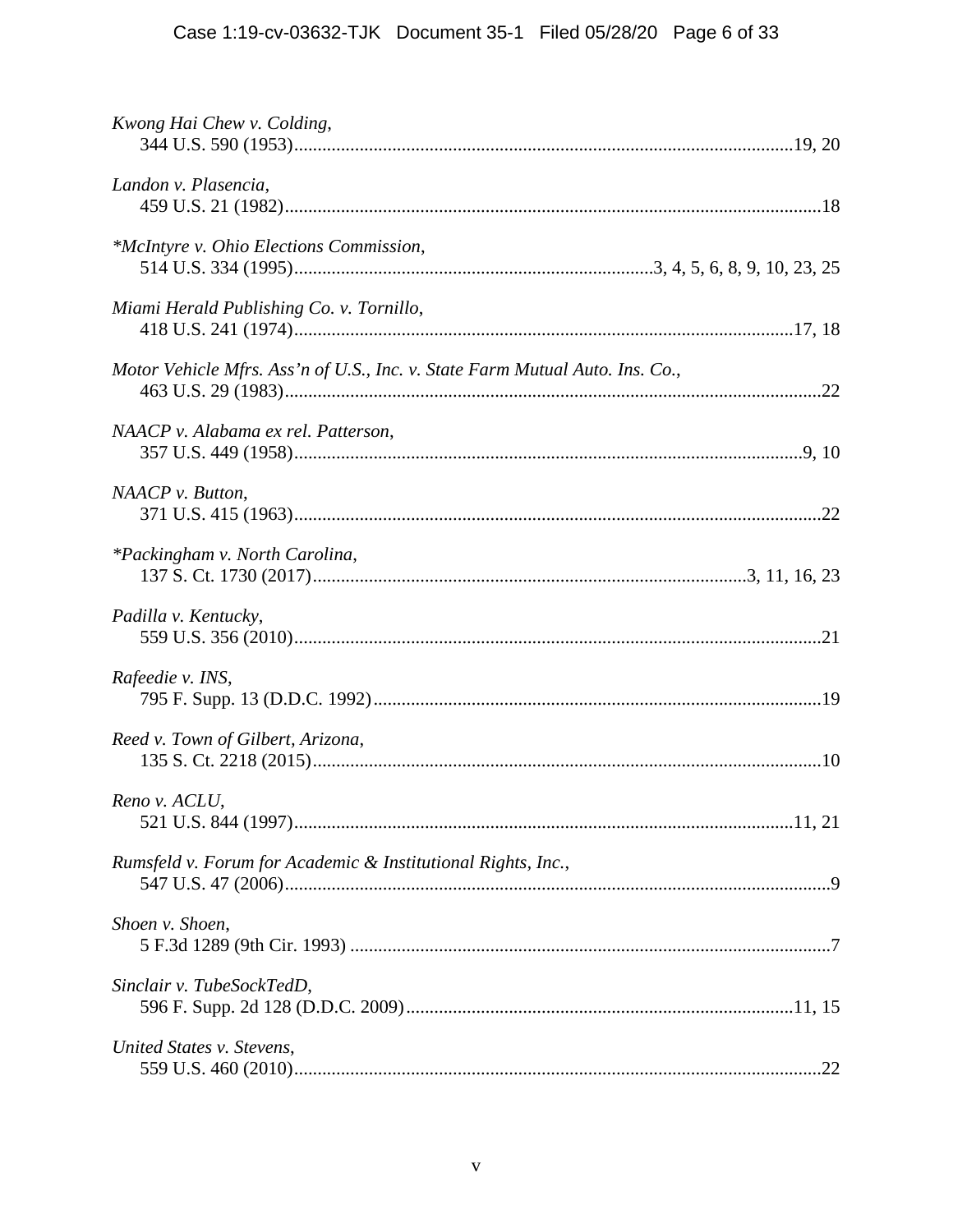*Kwong Hai Chew v. Colding*,
344 U.S. 590 (1953)....................................................................................................19, 20

*Landon v. Plasencia*,
459 U.S. 21 (1982)..........................................................................................................18

**McIntyre v. Ohio Elections Commission*,
514 U.S. 334 (1995).....................................................................3, 4, 5, 6, 8, 9, 10, 23, 25

*Miami Herald Publishing Co. v. Tornillo*,
418 U.S. 241 (1974)....................................................................................................17, 18

*Motor Vehicle Mfrs. Ass'n of U.S., Inc. v. State Farm Mutual Auto. Ins. Co.*,
463 U.S. 29 (1983)..........................................................................................................22

*NAACP v. Alabama ex rel. Patterson*,
357 U.S. 449 (1958)......................................................................................................9, 10

*NAACP v. Button*,
371 U.S. 415 (1963)........................................................................................................22

**Packingham v. North Carolina*,
137 S. Ct. 1730 (2017).....................................................................................3, 11, 16, 23

*Padilla v. Kentucky*,
559 U.S. 356 (2010)........................................................................................................21

*Rafeedie v. INS*,
795 F. Supp. 13 (D.D.C. 1992).......................................................................................19

*Reed v. Town of Gilbert, Arizona*,
135 S. Ct. 2218 (2015)....................................................................................................10

*Reno v. ACLU*,
521 U.S. 844 (1997)....................................................................................................11, 21

*Rumsfeld v. Forum for Academic & Institutional Rights, Inc.*,
547 U.S. 47 (2006)............................................................................................................9

*Shoen v. Shoen*,
5 F.3d 1289 (9th Cir. 1993) ...............................................................................................7

*Sinclair v. TubeSockTedD*,
596 F. Supp. 2d 128 (D.D.C. 2009)............................................................................11, 15

*United States v. Stevens*,
559 U.S. 460 (2010)........................................................................................................22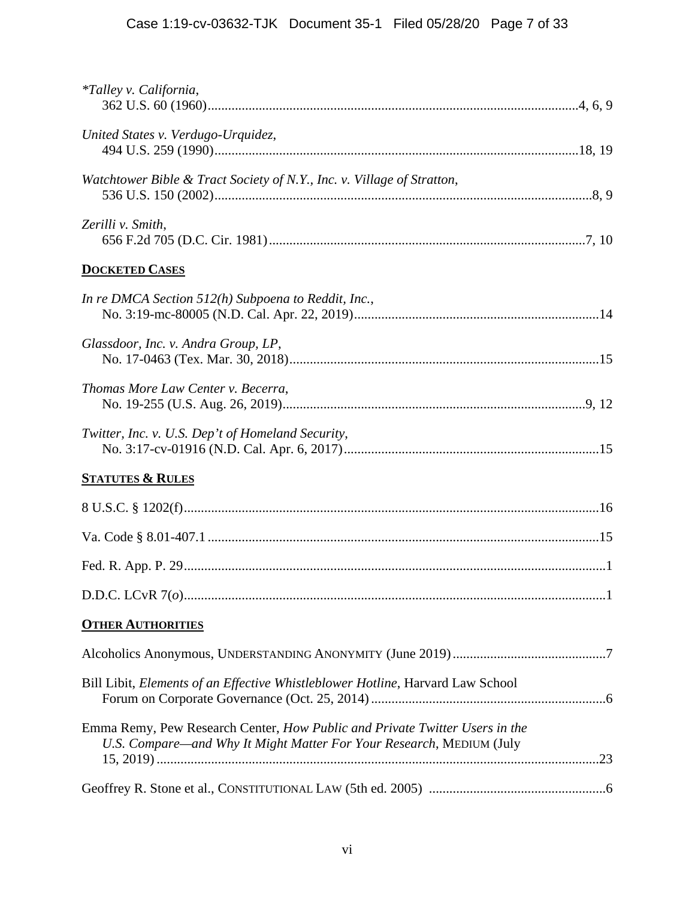*\*Talley v. California*,
362 U.S. 60 (1960)....................................................................................................4, 6, 9

*United States v. Verdugo-Urquidez*,
494 U.S. 259 (1990)...........................................................................................................18, 19

*Watchtower Bible & Tract Society of N.Y., Inc. v. Village of Stratton*,
536 U.S. 150 (2002)...............................................................................................................8, 9

*Zerilli v. Smith*,
656 F.2d 705 (D.C. Cir. 1981)...............................................................................................7, 10

**DOCKETED CASES**

*In re DMCA Section 512(h) Subpoena to Reddit, Inc.*,
No. 3:19-mc-80005 (N.D. Cal. Apr. 22, 2019).......................................................................14

*Glassdoor, Inc. v. Andra Group, LP*,
No. 17-0463 (Tex. Mar. 30, 2018)...........................................................................................15

*Thomas More Law Center v. Becerra*,
No. 19-255 (U.S. Aug. 26, 2019).........................................................................................9, 12

*Twitter, Inc. v. U.S. Dep't of Homeland Security*,
No. 3:17-cv-01916 (N.D. Cal. Apr. 6, 2017)...........................................................................15

**STATUTES & RULES**

8 U.S.C. § 1202(f).........................................................................................................................16

Va. Code § 8.01-407.1 ..................................................................................................................15

Fed. R. App. P. 29...........................................................................................................................1

D.D.C. LCvR 7(*o*)..........................................................................................................................1

**OTHER AUTHORITIES**

Alcoholics Anonymous, UNDERSTANDING ANONYMITY (June 2019).............................................7

Bill Libit, *Elements of an Effective Whistleblower Hotline*, Harvard Law School
Forum on Corporate Governance (Oct. 25, 2014).....................................................................6

Emma Remy, Pew Research Center, *How Public and Private Twitter Users in the U.S. Compare—and Why It Might Matter For Your Research*, MEDIUM (July 15, 2019)..................................................................................................................................23

Geoffrey R. Stone et al., CONSTITUTIONAL LAW (5th ed. 2005) ....................................................6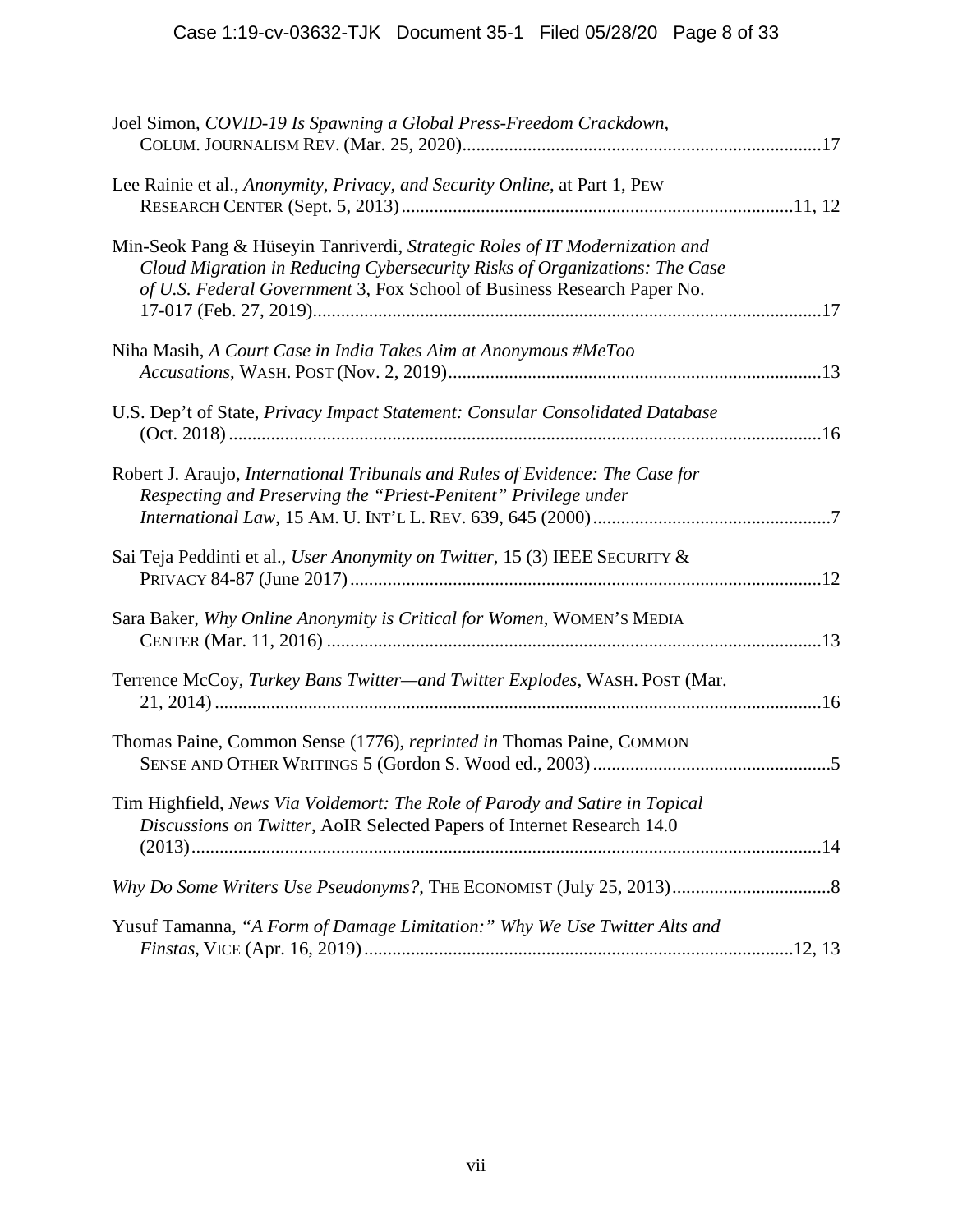Joel Simon, *COVID-19 Is Spawning a Global Press-Freedom Crackdown*, COLUM. JOURNALISM REV. (Mar. 25, 2020)............................................................................17

Lee Rainie et al., *Anonymity, Privacy, and Security Online*, at Part 1, PEW RESEARCH CENTER (Sept. 5, 2013)...................................................................................11, 12

Min-Seok Pang & Hüseyin Tanriverdi, *Strategic Roles of IT Modernization and Cloud Migration in Reducing Cybersecurity Risks of Organizations: The Case of U.S. Federal Government* 3, Fox School of Business Research Paper No. 17-017 (Feb. 27, 2019)...........................................................................................................17

Niha Masih, *A Court Case in India Takes Aim at Anonymous #MeToo Accusations*, WASH. POST (Nov. 2, 2019)...............................................................................13

U.S. Dep't of State, *Privacy Impact Statement: Consular Consolidated Database* (Oct. 2018).............................................................................................................................16

Robert J. Araujo, *International Tribunals and Rules of Evidence: The Case for Respecting and Preserving the "Priest-Penitent" Privilege under International Law*, 15 AM. U. INT'L L. REV. 639, 645 (2000)...................................................7

Sai Teja Peddinti et al., *User Anonymity on Twitter*, 15 (3) IEEE SECURITY & PRIVACY 84-87 (June 2017)....................................................................................................12

Sara Baker, *Why Online Anonymity is Critical for Women*, WOMEN'S MEDIA CENTER (Mar. 11, 2016).........................................................................................................13

Terrence McCoy, *Turkey Bans Twitter—and Twitter Explodes*, WASH. POST (Mar. 21, 2014)...............................................................................................................................16

Thomas Paine, Common Sense (1776), *reprinted in* Thomas Paine, COMMON SENSE AND OTHER WRITINGS 5 (Gordon S. Wood ed., 2003)..................................................5

Tim Highfield, *News Via Voldemort: The Role of Parody and Satire in Topical Discussions on Twitter*, AoIR Selected Papers of Internet Research 14.0 (2013).....................................................................................................................................14

*Why Do Some Writers Use Pseudonyms?*, THE ECONOMIST (July 25, 2013)..................................8

Yusuf Tamanna, *"A Form of Damage Limitation:" Why We Use Twitter Alts and Finstas*, VICE (Apr. 16, 2019)...........................................................................................12, 13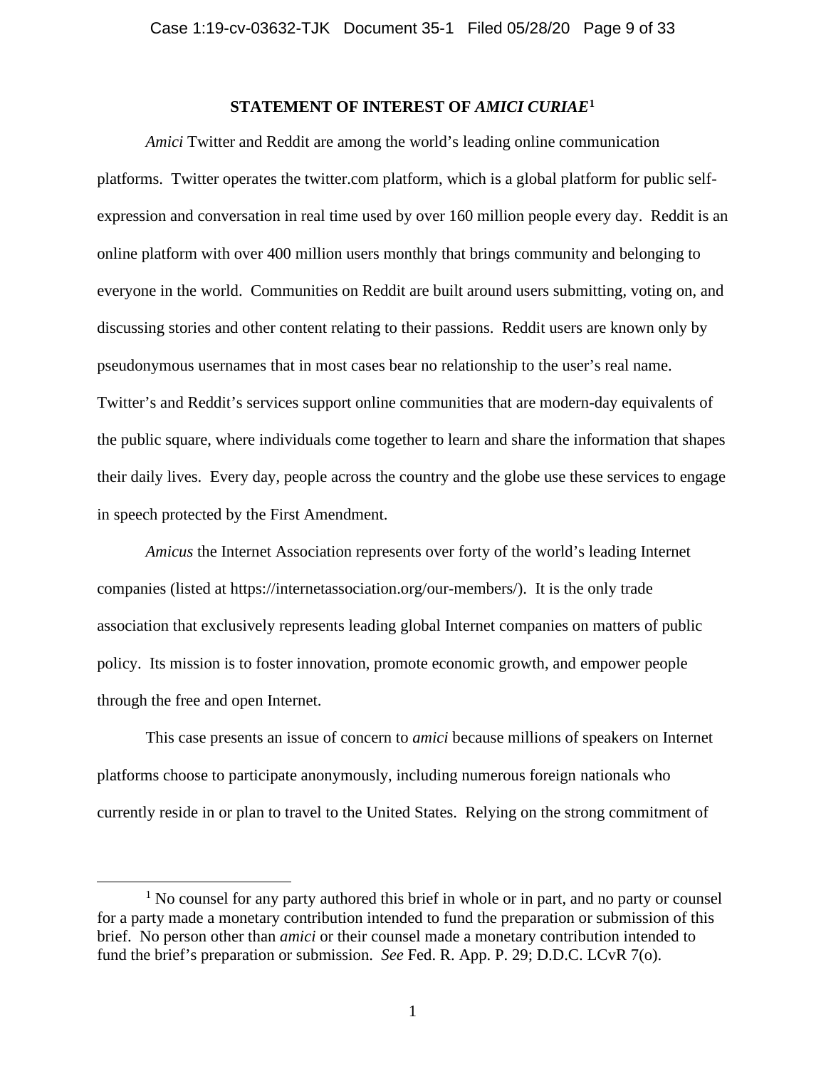**STATEMENT OF INTEREST OF *AMICI CURIAE*[1]**

*Amici* Twitter and Reddit are among the world's leading online communication platforms. Twitter operates the twitter.com platform, which is a global platform for public self-expression and conversation in real time used by over 160 million people every day. Reddit is an online platform with over 400 million users monthly that brings community and belonging to everyone in the world. Communities on Reddit are built around users submitting, voting on, and discussing stories and other content relating to their passions. Reddit users are known only by pseudonymous usernames that in most cases bear no relationship to the user's real name. Twitter's and Reddit's services support online communities that are modern-day equivalents of the public square, where individuals come together to learn and share the information that shapes their daily lives. Every day, people across the country and the globe use these services to engage in speech protected by the First Amendment.

*Amicus* the Internet Association represents over forty of the world's leading Internet companies (listed at https://internetassociation.org/our-members/). It is the only trade association that exclusively represents leading global Internet companies on matters of public policy. Its mission is to foster innovation, promote economic growth, and empower people through the free and open Internet.

This case presents an issue of concern to *amici* because millions of speakers on Internet platforms choose to participate anonymously, including numerous foreign nationals who currently reside in or plan to travel to the United States. Relying on the strong commitment of

---

[1] No counsel for any party authored this brief in whole or in part, and no party or counsel for a party made a monetary contribution intended to fund the preparation or submission of this brief. No person other than *amici* or their counsel made a monetary contribution intended to fund the brief's preparation or submission. *See* Fed. R. App. P. 29; D.D.C. LCvR 7(o).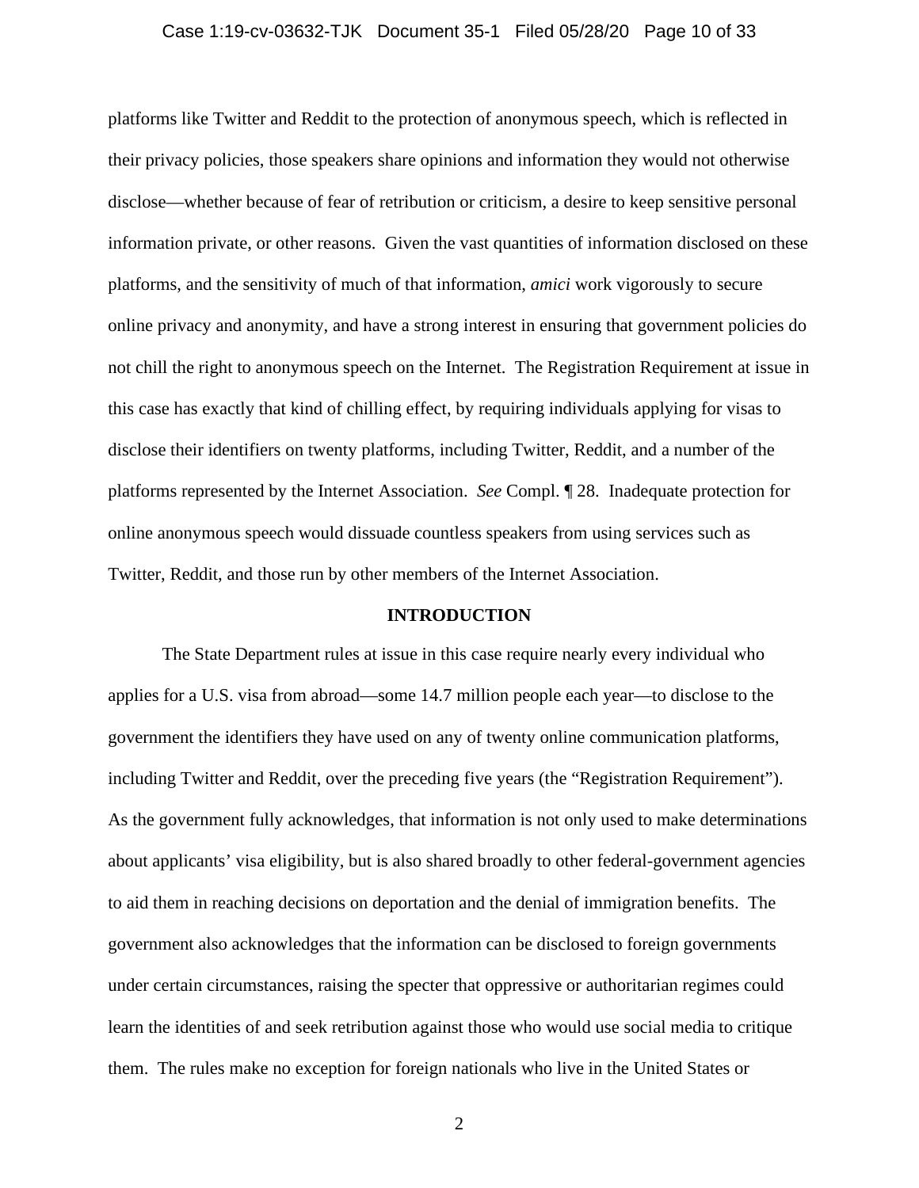platforms like Twitter and Reddit to the protection of anonymous speech, which is reflected in their privacy policies, those speakers share opinions and information they would not otherwise disclose—whether because of fear of retribution or criticism, a desire to keep sensitive personal information private, or other reasons. Given the vast quantities of information disclosed on these platforms, and the sensitivity of much of that information, *amici* work vigorously to secure online privacy and anonymity, and have a strong interest in ensuring that government policies do not chill the right to anonymous speech on the Internet. The Registration Requirement at issue in this case has exactly that kind of chilling effect, by requiring individuals applying for visas to disclose their identifiers on twenty platforms, including Twitter, Reddit, and a number of the platforms represented by the Internet Association. *See* Compl. ¶ 28. Inadequate protection for online anonymous speech would dissuade countless speakers from using services such as Twitter, Reddit, and those run by other members of the Internet Association.

## INTRODUCTION

The State Department rules at issue in this case require nearly every individual who applies for a U.S. visa from abroad—some 14.7 million people each year—to disclose to the government the identifiers they have used on any of twenty online communication platforms, including Twitter and Reddit, over the preceding five years (the "Registration Requirement"). As the government fully acknowledges, that information is not only used to make determinations about applicants' visa eligibility, but is also shared broadly to other federal-government agencies to aid them in reaching decisions on deportation and the denial of immigration benefits. The government also acknowledges that the information can be disclosed to foreign governments under certain circumstances, raising the specter that oppressive or authoritarian regimes could learn the identities of and seek retribution against those who would use social media to critique them. The rules make no exception for foreign nationals who live in the United States or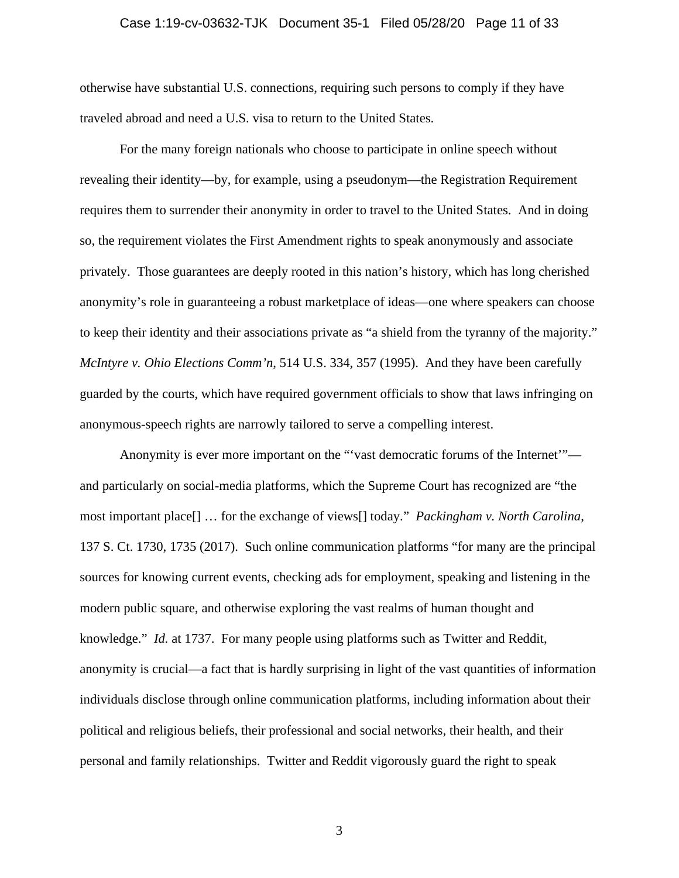otherwise have substantial U.S. connections, requiring such persons to comply if they have traveled abroad and need a U.S. visa to return to the United States.

For the many foreign nationals who choose to participate in online speech without revealing their identity—by, for example, using a pseudonym—the Registration Requirement requires them to surrender their anonymity in order to travel to the United States. And in doing so, the requirement violates the First Amendment rights to speak anonymously and associate privately. Those guarantees are deeply rooted in this nation's history, which has long cherished anonymity's role in guaranteeing a robust marketplace of ideas—one where speakers can choose to keep their identity and their associations private as "a shield from the tyranny of the majority." *McIntyre v. Ohio Elections Comm'n*, 514 U.S. 334, 357 (1995). And they have been carefully guarded by the courts, which have required government officials to show that laws infringing on anonymous-speech rights are narrowly tailored to serve a compelling interest.

Anonymity is ever more important on the "'vast democratic forums of the Internet'"—and particularly on social-media platforms, which the Supreme Court has recognized are "the most important place[] … for the exchange of views[] today." *Packingham v. North Carolina*, 137 S. Ct. 1730, 1735 (2017). Such online communication platforms "for many are the principal sources for knowing current events, checking ads for employment, speaking and listening in the modern public square, and otherwise exploring the vast realms of human thought and knowledge." *Id.* at 1737. For many people using platforms such as Twitter and Reddit, anonymity is crucial—a fact that is hardly surprising in light of the vast quantities of information individuals disclose through online communication platforms, including information about their political and religious beliefs, their professional and social networks, their health, and their personal and family relationships. Twitter and Reddit vigorously guard the right to speak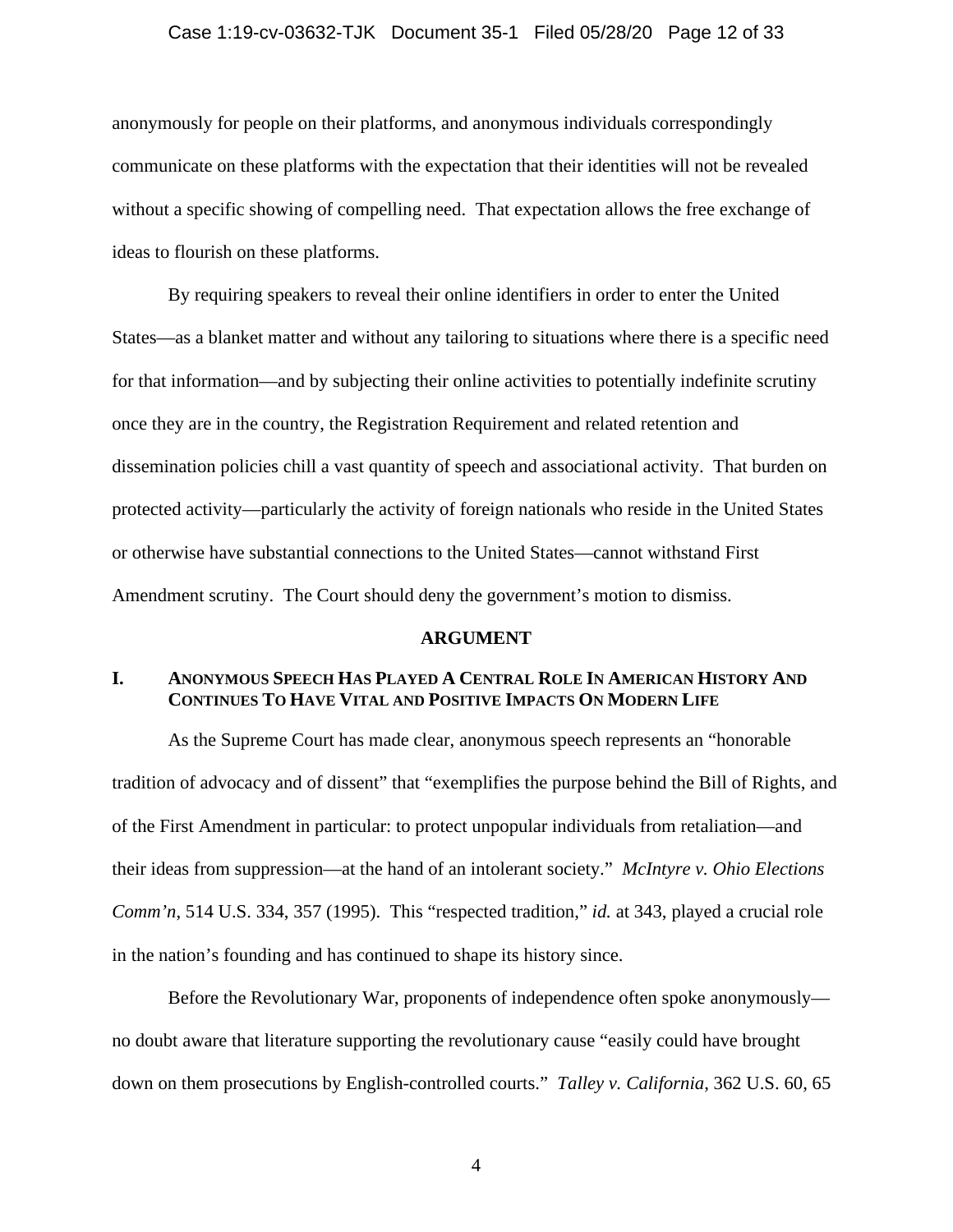anonymously for people on their platforms, and anonymous individuals correspondingly communicate on these platforms with the expectation that their identities will not be revealed without a specific showing of compelling need. That expectation allows the free exchange of ideas to flourish on these platforms.

By requiring speakers to reveal their online identifiers in order to enter the United States—as a blanket matter and without any tailoring to situations where there is a specific need for that information—and by subjecting their online activities to potentially indefinite scrutiny once they are in the country, the Registration Requirement and related retention and dissemination policies chill a vast quantity of speech and associational activity. That burden on protected activity—particularly the activity of foreign nationals who reside in the United States or otherwise have substantial connections to the United States—cannot withstand First Amendment scrutiny. The Court should deny the government's motion to dismiss.

## ARGUMENT

### I. Anonymous Speech Has Played A Central Role In American History And Continues To Have Vital and Positive Impacts On Modern Life

As the Supreme Court has made clear, anonymous speech represents an "honorable tradition of advocacy and of dissent" that "exemplifies the purpose behind the Bill of Rights, and of the First Amendment in particular: to protect unpopular individuals from retaliation—and their ideas from suppression—at the hand of an intolerant society." *McIntyre v. Ohio Elections Comm'n*, 514 U.S. 334, 357 (1995). This "respected tradition," *id.* at 343, played a crucial role in the nation's founding and has continued to shape its history since.

Before the Revolutionary War, proponents of independence often spoke anonymously—no doubt aware that literature supporting the revolutionary cause "easily could have brought down on them prosecutions by English-controlled courts." *Talley v. California*, 362 U.S. 60, 65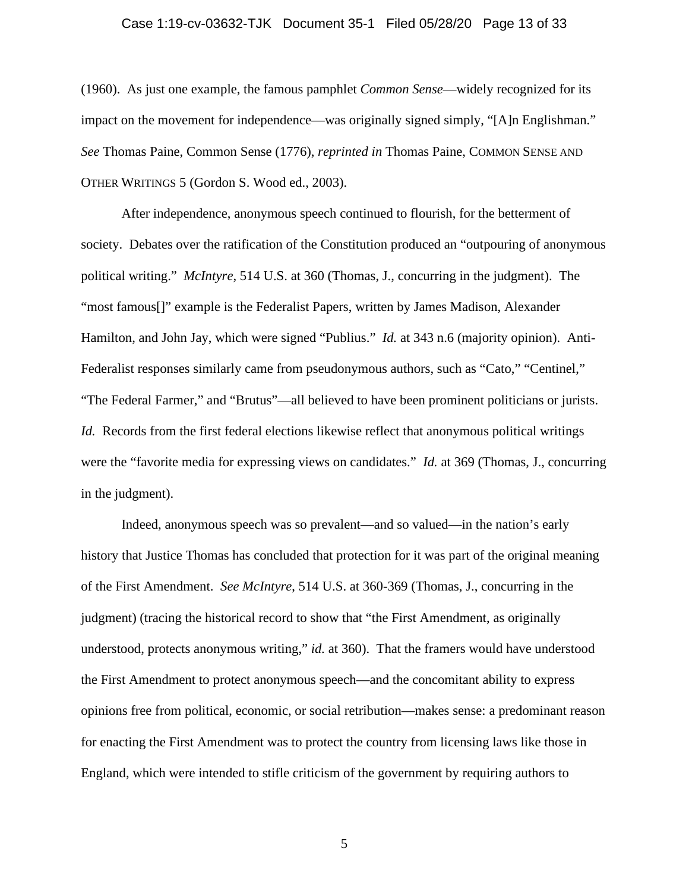(1960). As just one example, the famous pamphlet *Common Sense*—widely recognized for its impact on the movement for independence—was originally signed simply, "[A]n Englishman." *See* Thomas Paine, Common Sense (1776), *reprinted in* Thomas Paine, COMMON SENSE AND OTHER WRITINGS 5 (Gordon S. Wood ed., 2003).

After independence, anonymous speech continued to flourish, for the betterment of society. Debates over the ratification of the Constitution produced an "outpouring of anonymous political writing." *McIntyre*, 514 U.S. at 360 (Thomas, J., concurring in the judgment). The "most famous[]" example is the Federalist Papers, written by James Madison, Alexander Hamilton, and John Jay, which were signed "Publius." *Id.* at 343 n.6 (majority opinion). Anti-Federalist responses similarly came from pseudonymous authors, such as "Cato," "Centinel," "The Federal Farmer," and "Brutus"—all believed to have been prominent politicians or jurists. *Id.* Records from the first federal elections likewise reflect that anonymous political writings were the "favorite media for expressing views on candidates." *Id.* at 369 (Thomas, J., concurring in the judgment).

Indeed, anonymous speech was so prevalent—and so valued—in the nation's early history that Justice Thomas has concluded that protection for it was part of the original meaning of the First Amendment. *See McIntyre*, 514 U.S. at 360-369 (Thomas, J., concurring in the judgment) (tracing the historical record to show that "the First Amendment, as originally understood, protects anonymous writing," *id.* at 360). That the framers would have understood the First Amendment to protect anonymous speech—and the concomitant ability to express opinions free from political, economic, or social retribution—makes sense: a predominant reason for enacting the First Amendment was to protect the country from licensing laws like those in England, which were intended to stifle criticism of the government by requiring authors to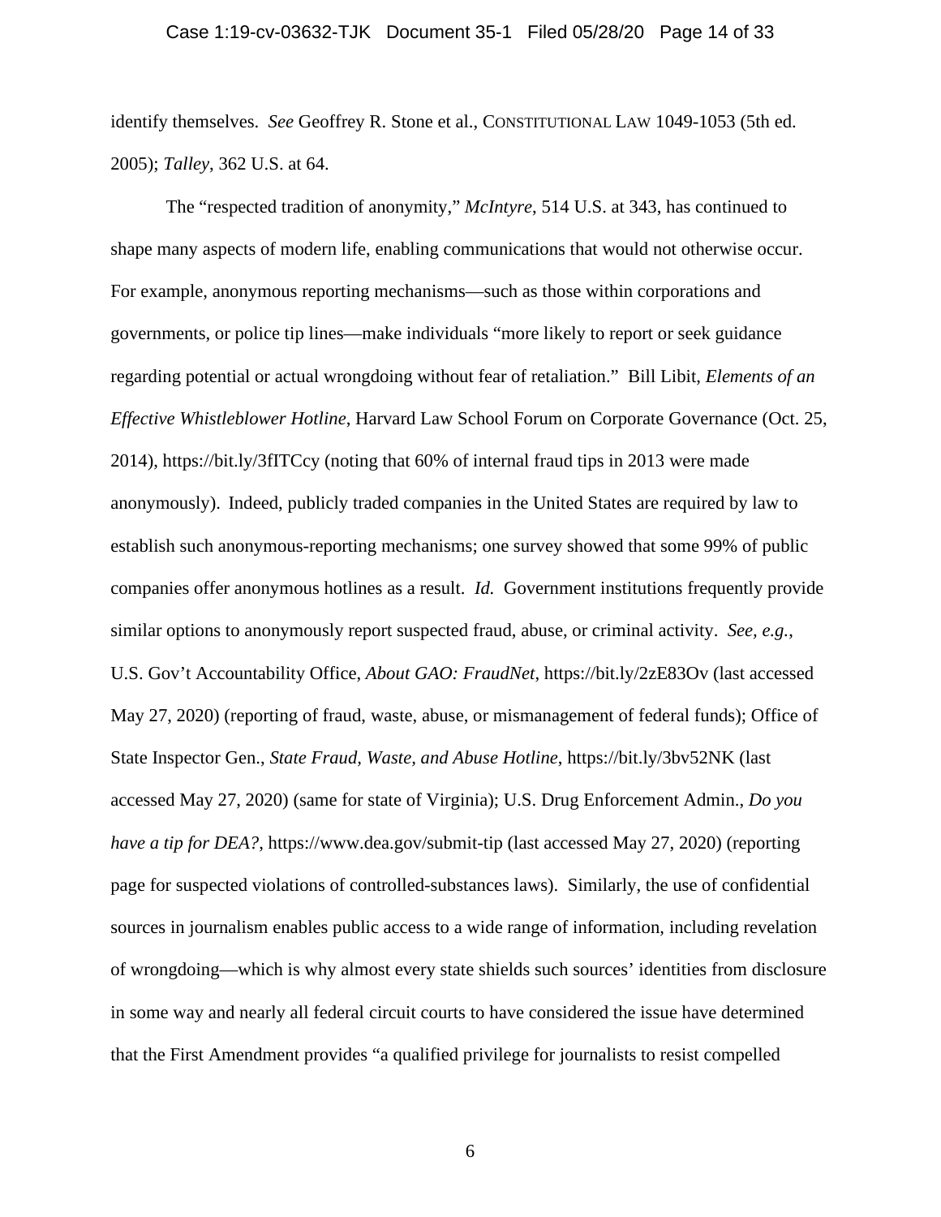identify themselves. *See* Geoffrey R. Stone et al., CONSTITUTIONAL LAW 1049-1053 (5th ed. 2005); *Talley*, 362 U.S. at 64.

The "respected tradition of anonymity," *McIntyre*, 514 U.S. at 343, has continued to shape many aspects of modern life, enabling communications that would not otherwise occur. For example, anonymous reporting mechanisms—such as those within corporations and governments, or police tip lines—make individuals "more likely to report or seek guidance regarding potential or actual wrongdoing without fear of retaliation." Bill Libit, *Elements of an Effective Whistleblower Hotline*, Harvard Law School Forum on Corporate Governance (Oct. 25, 2014), https://bit.ly/3fITCcy (noting that 60% of internal fraud tips in 2013 were made anonymously). Indeed, publicly traded companies in the United States are required by law to establish such anonymous-reporting mechanisms; one survey showed that some 99% of public companies offer anonymous hotlines as a result. *Id.* Government institutions frequently provide similar options to anonymously report suspected fraud, abuse, or criminal activity. *See, e.g.*, U.S. Gov't Accountability Office, *About GAO: FraudNet*, https://bit.ly/2zE83Ov (last accessed May 27, 2020) (reporting of fraud, waste, abuse, or mismanagement of federal funds); Office of State Inspector Gen., *State Fraud, Waste, and Abuse Hotline*, https://bit.ly/3bv52NK (last accessed May 27, 2020) (same for state of Virginia); U.S. Drug Enforcement Admin., *Do you have a tip for DEA?*, https://www.dea.gov/submit-tip (last accessed May 27, 2020) (reporting page for suspected violations of controlled-substances laws). Similarly, the use of confidential sources in journalism enables public access to a wide range of information, including revelation of wrongdoing—which is why almost every state shields such sources' identities from disclosure in some way and nearly all federal circuit courts to have considered the issue have determined that the First Amendment provides "a qualified privilege for journalists to resist compelled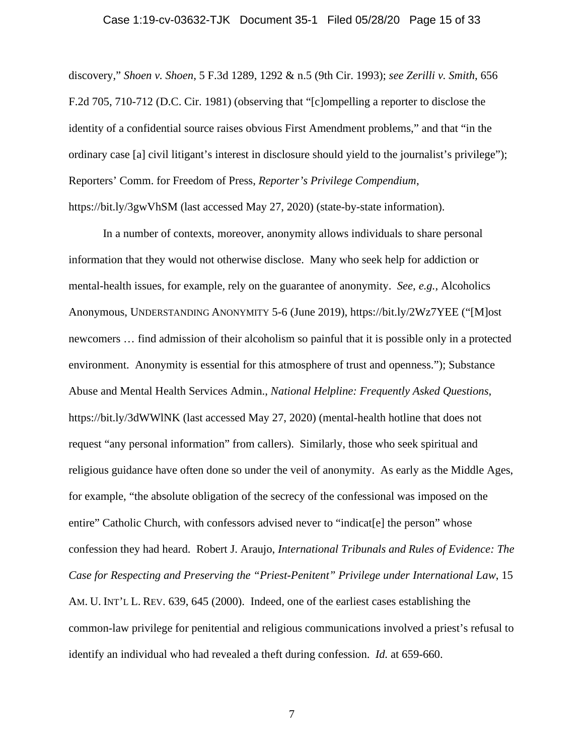discovery," *Shoen v. Shoen*, 5 F.3d 1289, 1292 & n.5 (9th Cir. 1993); *see Zerilli v. Smith*, 656 F.2d 705, 710-712 (D.C. Cir. 1981) (observing that "[c]ompelling a reporter to disclose the identity of a confidential source raises obvious First Amendment problems," and that "in the ordinary case [a] civil litigant's interest in disclosure should yield to the journalist's privilege"); Reporters' Comm. for Freedom of Press, *Reporter's Privilege Compendium*, https://bit.ly/3gwVhSM (last accessed May 27, 2020) (state-by-state information).

In a number of contexts, moreover, anonymity allows individuals to share personal information that they would not otherwise disclose. Many who seek help for addiction or mental-health issues, for example, rely on the guarantee of anonymity. *See, e.g.*, Alcoholics Anonymous, UNDERSTANDING ANONYMITY 5-6 (June 2019), https://bit.ly/2Wz7YEE ("[M]ost newcomers … find admission of their alcoholism so painful that it is possible only in a protected environment. Anonymity is essential for this atmosphere of trust and openness."); Substance Abuse and Mental Health Services Admin., *National Helpline: Frequently Asked Questions*, https://bit.ly/3dWWlNK (last accessed May 27, 2020) (mental-health hotline that does not request "any personal information" from callers). Similarly, those who seek spiritual and religious guidance have often done so under the veil of anonymity. As early as the Middle Ages, for example, "the absolute obligation of the secrecy of the confessional was imposed on the entire" Catholic Church, with confessors advised never to "indicat[e] the person" whose confession they had heard. Robert J. Araujo, *International Tribunals and Rules of Evidence: The Case for Respecting and Preserving the "Priest-Penitent" Privilege under International Law*, 15 AM. U. INT'L L. REV. 639, 645 (2000). Indeed, one of the earliest cases establishing the common-law privilege for penitential and religious communications involved a priest's refusal to identify an individual who had revealed a theft during confession. *Id.* at 659-660.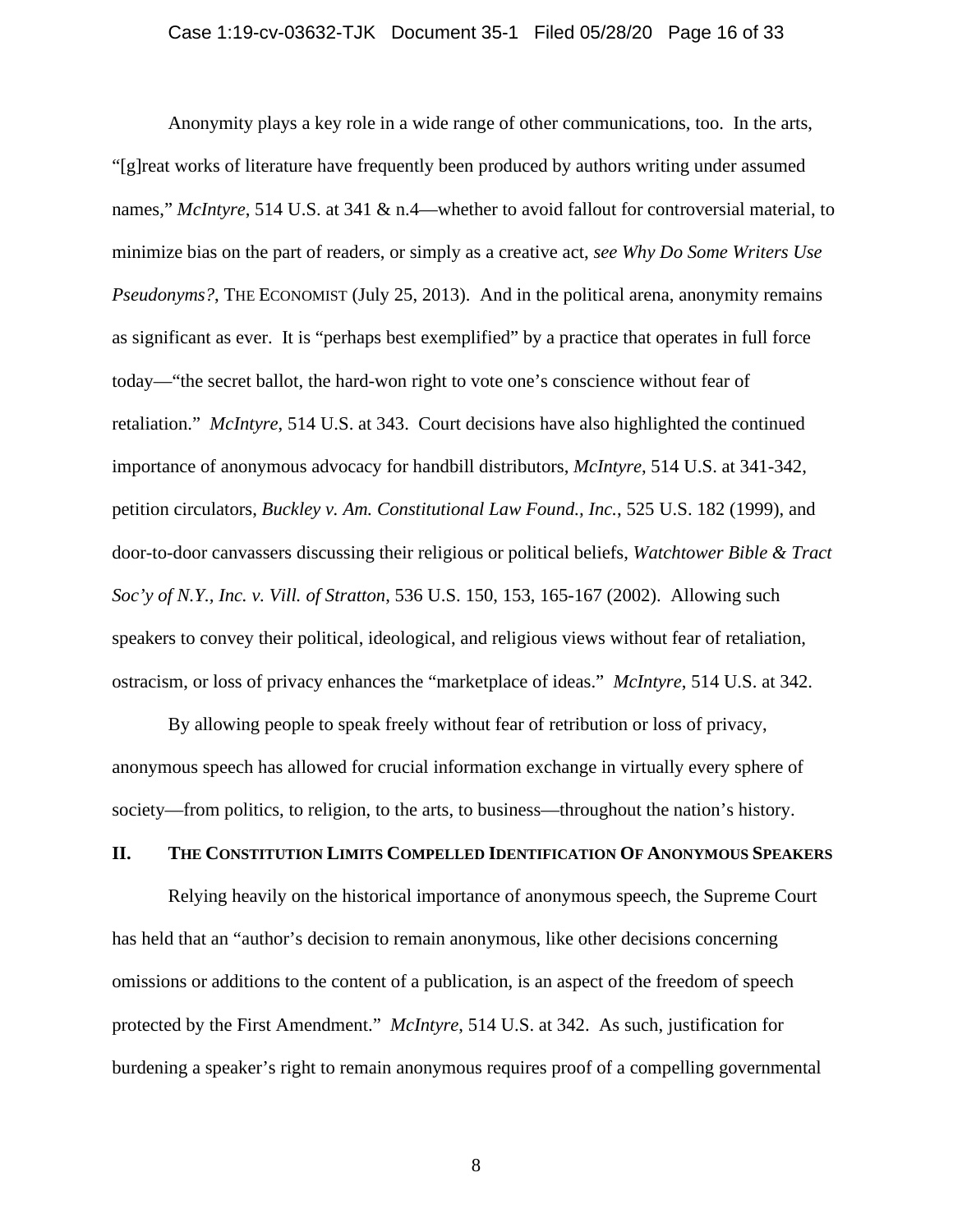Anonymity plays a key role in a wide range of other communications, too. In the arts, "[g]reat works of literature have frequently been produced by authors writing under assumed names," *McIntyre*, 514 U.S. at 341 & n.4—whether to avoid fallout for controversial material, to minimize bias on the part of readers, or simply as a creative act, *see Why Do Some Writers Use Pseudonyms?*, THE ECONOMIST (July 25, 2013). And in the political arena, anonymity remains as significant as ever. It is "perhaps best exemplified" by a practice that operates in full force today—"the secret ballot, the hard-won right to vote one's conscience without fear of retaliation." *McIntyre*, 514 U.S. at 343. Court decisions have also highlighted the continued importance of anonymous advocacy for handbill distributors, *McIntyre*, 514 U.S. at 341-342, petition circulators, *Buckley v. Am. Constitutional Law Found., Inc.*, 525 U.S. 182 (1999), and door-to-door canvassers discussing their religious or political beliefs, *Watchtower Bible & Tract Soc'y of N.Y., Inc. v. Vill. of Stratton*, 536 U.S. 150, 153, 165-167 (2002). Allowing such speakers to convey their political, ideological, and religious views without fear of retaliation, ostracism, or loss of privacy enhances the "marketplace of ideas." *McIntyre*, 514 U.S. at 342.

By allowing people to speak freely without fear of retribution or loss of privacy, anonymous speech has allowed for crucial information exchange in virtually every sphere of society—from politics, to religion, to the arts, to business—throughout the nation's history.

## II. THE CONSTITUTION LIMITS COMPELLED IDENTIFICATION OF ANONYMOUS SPEAKERS

Relying heavily on the historical importance of anonymous speech, the Supreme Court has held that an "author's decision to remain anonymous, like other decisions concerning omissions or additions to the content of a publication, is an aspect of the freedom of speech protected by the First Amendment." *McIntyre*, 514 U.S. at 342. As such, justification for burdening a speaker's right to remain anonymous requires proof of a compelling governmental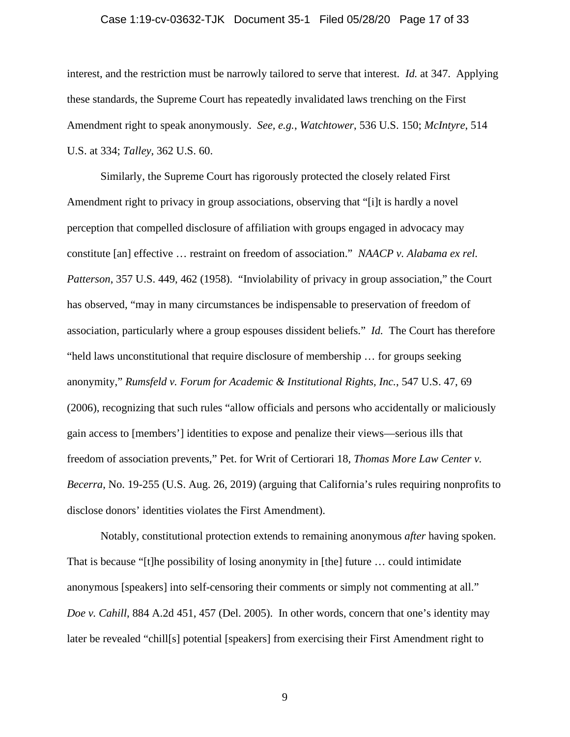interest, and the restriction must be narrowly tailored to serve that interest. *Id.* at 347. Applying these standards, the Supreme Court has repeatedly invalidated laws trenching on the First Amendment right to speak anonymously. *See, e.g.*, *Watchtower*, 536 U.S. 150; *McIntyre*, 514 U.S. at 334; *Talley*, 362 U.S. 60.

Similarly, the Supreme Court has rigorously protected the closely related First Amendment right to privacy in group associations, observing that "[i]t is hardly a novel perception that compelled disclosure of affiliation with groups engaged in advocacy may constitute [an] effective … restraint on freedom of association." *NAACP v. Alabama ex rel. Patterson*, 357 U.S. 449, 462 (1958). "Inviolability of privacy in group association," the Court has observed, "may in many circumstances be indispensable to preservation of freedom of association, particularly where a group espouses dissident beliefs." *Id.* The Court has therefore "held laws unconstitutional that require disclosure of membership … for groups seeking anonymity," *Rumsfeld v. Forum for Academic & Institutional Rights, Inc.*, 547 U.S. 47, 69 (2006), recognizing that such rules "allow officials and persons who accidentally or maliciously gain access to [members'] identities to expose and penalize their views—serious ills that freedom of association prevents," Pet. for Writ of Certiorari 18, *Thomas More Law Center v. Becerra*, No. 19-255 (U.S. Aug. 26, 2019) (arguing that California's rules requiring nonprofits to disclose donors' identities violates the First Amendment).

Notably, constitutional protection extends to remaining anonymous *after* having spoken. That is because "[t]he possibility of losing anonymity in [the] future … could intimidate anonymous [speakers] into self-censoring their comments or simply not commenting at all." *Doe v. Cahill*, 884 A.2d 451, 457 (Del. 2005). In other words, concern that one's identity may later be revealed "chill[s] potential [speakers] from exercising their First Amendment right to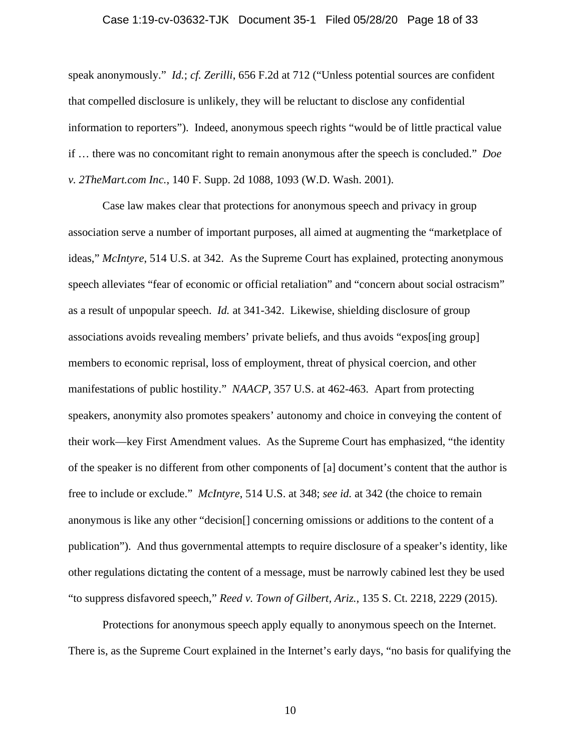speak anonymously." *Id.*; *cf. Zerilli*, 656 F.2d at 712 ("Unless potential sources are confident that compelled disclosure is unlikely, they will be reluctant to disclose any confidential information to reporters"). Indeed, anonymous speech rights "would be of little practical value if … there was no concomitant right to remain anonymous after the speech is concluded." *Doe v. 2TheMart.com Inc.*, 140 F. Supp. 2d 1088, 1093 (W.D. Wash. 2001).

Case law makes clear that protections for anonymous speech and privacy in group association serve a number of important purposes, all aimed at augmenting the "marketplace of ideas," *McIntyre*, 514 U.S. at 342. As the Supreme Court has explained, protecting anonymous speech alleviates "fear of economic or official retaliation" and "concern about social ostracism" as a result of unpopular speech. *Id.* at 341-342. Likewise, shielding disclosure of group associations avoids revealing members' private beliefs, and thus avoids "expos[ing group] members to economic reprisal, loss of employment, threat of physical coercion, and other manifestations of public hostility." *NAACP*, 357 U.S. at 462-463. Apart from protecting speakers, anonymity also promotes speakers' autonomy and choice in conveying the content of their work—key First Amendment values. As the Supreme Court has emphasized, "the identity of the speaker is no different from other components of [a] document's content that the author is free to include or exclude." *McIntyre*, 514 U.S. at 348; *see id.* at 342 (the choice to remain anonymous is like any other "decision[] concerning omissions or additions to the content of a publication"). And thus governmental attempts to require disclosure of a speaker's identity, like other regulations dictating the content of a message, must be narrowly cabined lest they be used "to suppress disfavored speech," *Reed v. Town of Gilbert, Ariz.*, 135 S. Ct. 2218, 2229 (2015).

Protections for anonymous speech apply equally to anonymous speech on the Internet. There is, as the Supreme Court explained in the Internet's early days, "no basis for qualifying the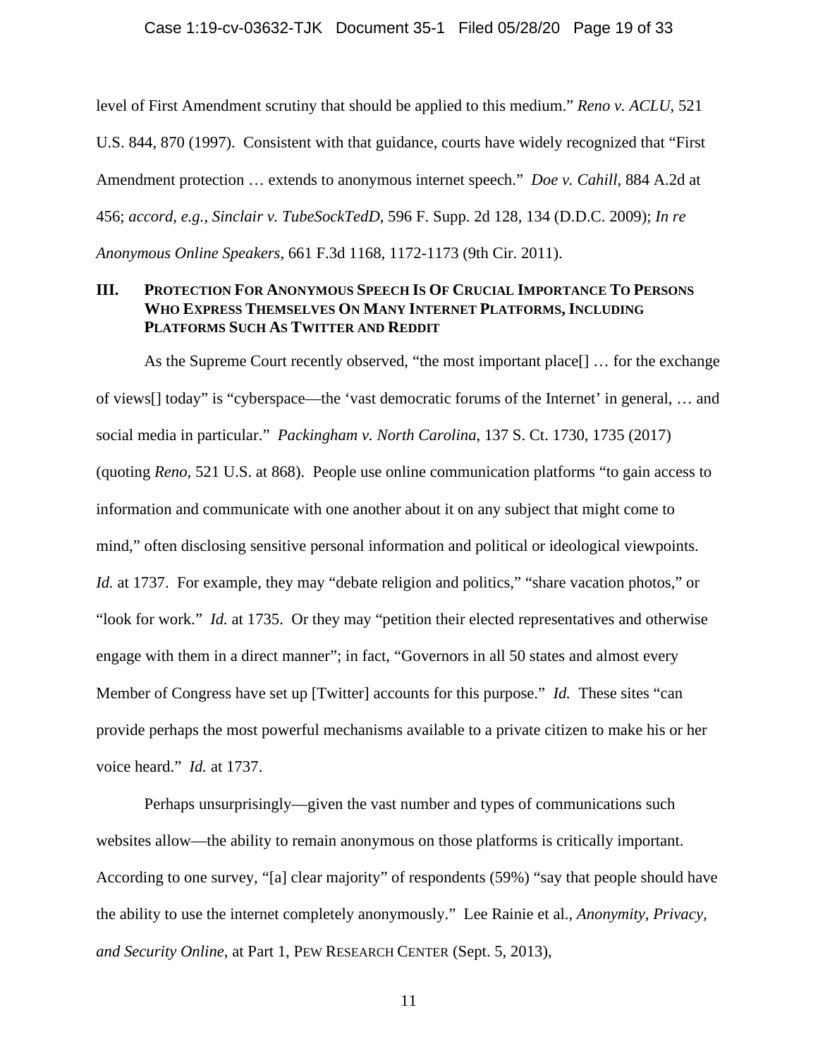level of First Amendment scrutiny that should be applied to this medium." *Reno v. ACLU*, 521 U.S. 844, 870 (1997). Consistent with that guidance, courts have widely recognized that "First Amendment protection … extends to anonymous internet speech." *Doe v. Cahill*, 884 A.2d at 456; *accord, e.g.*, *Sinclair v. TubeSockTedD*, 596 F. Supp. 2d 128, 134 (D.D.C. 2009); *In re Anonymous Online Speakers*, 661 F.3d 1168, 1172-1173 (9th Cir. 2011).

## III. PROTECTION FOR ANONYMOUS SPEECH IS OF CRUCIAL IMPORTANCE TO PERSONS WHO EXPRESS THEMSELVES ON MANY INTERNET PLATFORMS, INCLUDING PLATFORMS SUCH AS TWITTER AND REDDIT

As the Supreme Court recently observed, "the most important place[] … for the exchange of views[] today" is "cyberspace—the 'vast democratic forums of the Internet' in general, … and social media in particular." *Packingham v. North Carolina*, 137 S. Ct. 1730, 1735 (2017) (quoting *Reno*, 521 U.S. at 868). People use online communication platforms "to gain access to information and communicate with one another about it on any subject that might come to mind," often disclosing sensitive personal information and political or ideological viewpoints. *Id.* at 1737. For example, they may "debate religion and politics," "share vacation photos," or "look for work." *Id.* at 1735. Or they may "petition their elected representatives and otherwise engage with them in a direct manner"; in fact, "Governors in all 50 states and almost every Member of Congress have set up [Twitter] accounts for this purpose." *Id.* These sites "can provide perhaps the most powerful mechanisms available to a private citizen to make his or her voice heard." *Id.* at 1737.

Perhaps unsurprisingly—given the vast number and types of communications such websites allow—the ability to remain anonymous on those platforms is critically important. According to one survey, "[a] clear majority" of respondents (59%) "say that people should have the ability to use the internet completely anonymously." Lee Rainie et al., *Anonymity, Privacy, and Security Online*, at Part 1, PEW RESEARCH CENTER (Sept. 5, 2013),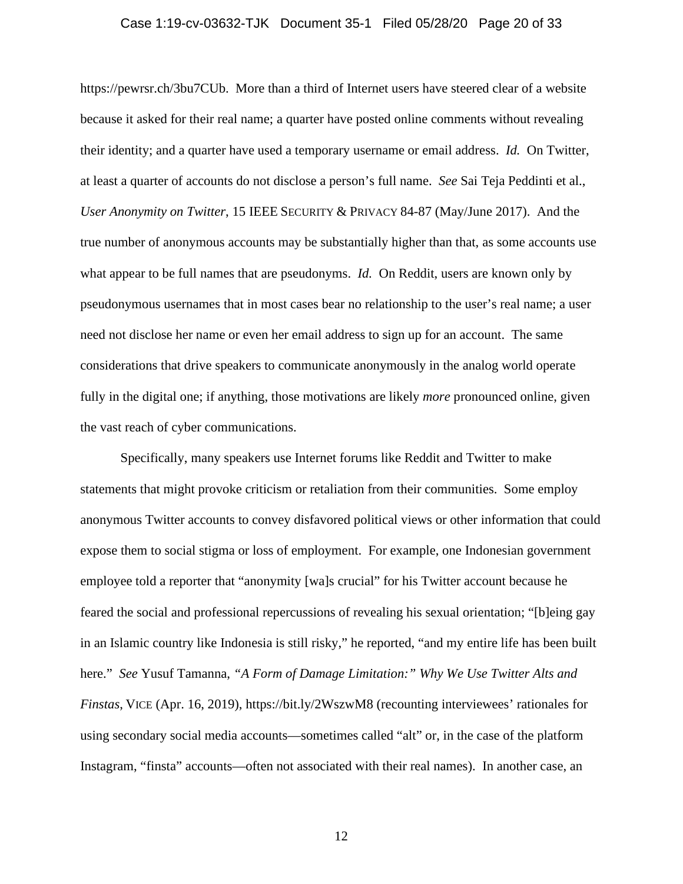https://pewrsr.ch/3bu7CUb. More than a third of Internet users have steered clear of a website because it asked for their real name; a quarter have posted online comments without revealing their identity; and a quarter have used a temporary username or email address. *Id.* On Twitter, at least a quarter of accounts do not disclose a person's full name. *See* Sai Teja Peddinti et al., *User Anonymity on Twitter*, 15 IEEE SECURITY & PRIVACY 84-87 (May/June 2017). And the true number of anonymous accounts may be substantially higher than that, as some accounts use what appear to be full names that are pseudonyms. *Id.* On Reddit, users are known only by pseudonymous usernames that in most cases bear no relationship to the user's real name; a user need not disclose her name or even her email address to sign up for an account. The same considerations that drive speakers to communicate anonymously in the analog world operate fully in the digital one; if anything, those motivations are likely *more* pronounced online, given the vast reach of cyber communications.

Specifically, many speakers use Internet forums like Reddit and Twitter to make statements that might provoke criticism or retaliation from their communities. Some employ anonymous Twitter accounts to convey disfavored political views or other information that could expose them to social stigma or loss of employment. For example, one Indonesian government employee told a reporter that "anonymity [wa]s crucial" for his Twitter account because he feared the social and professional repercussions of revealing his sexual orientation; "[b]eing gay in an Islamic country like Indonesia is still risky," he reported, "and my entire life has been built here." *See* Yusuf Tamanna, *"A Form of Damage Limitation:" Why We Use Twitter Alts and Finstas*, VICE (Apr. 16, 2019), https://bit.ly/2WszwM8 (recounting interviewees' rationales for using secondary social media accounts—sometimes called "alt" or, in the case of the platform Instagram, "finsta" accounts—often not associated with their real names). In another case, an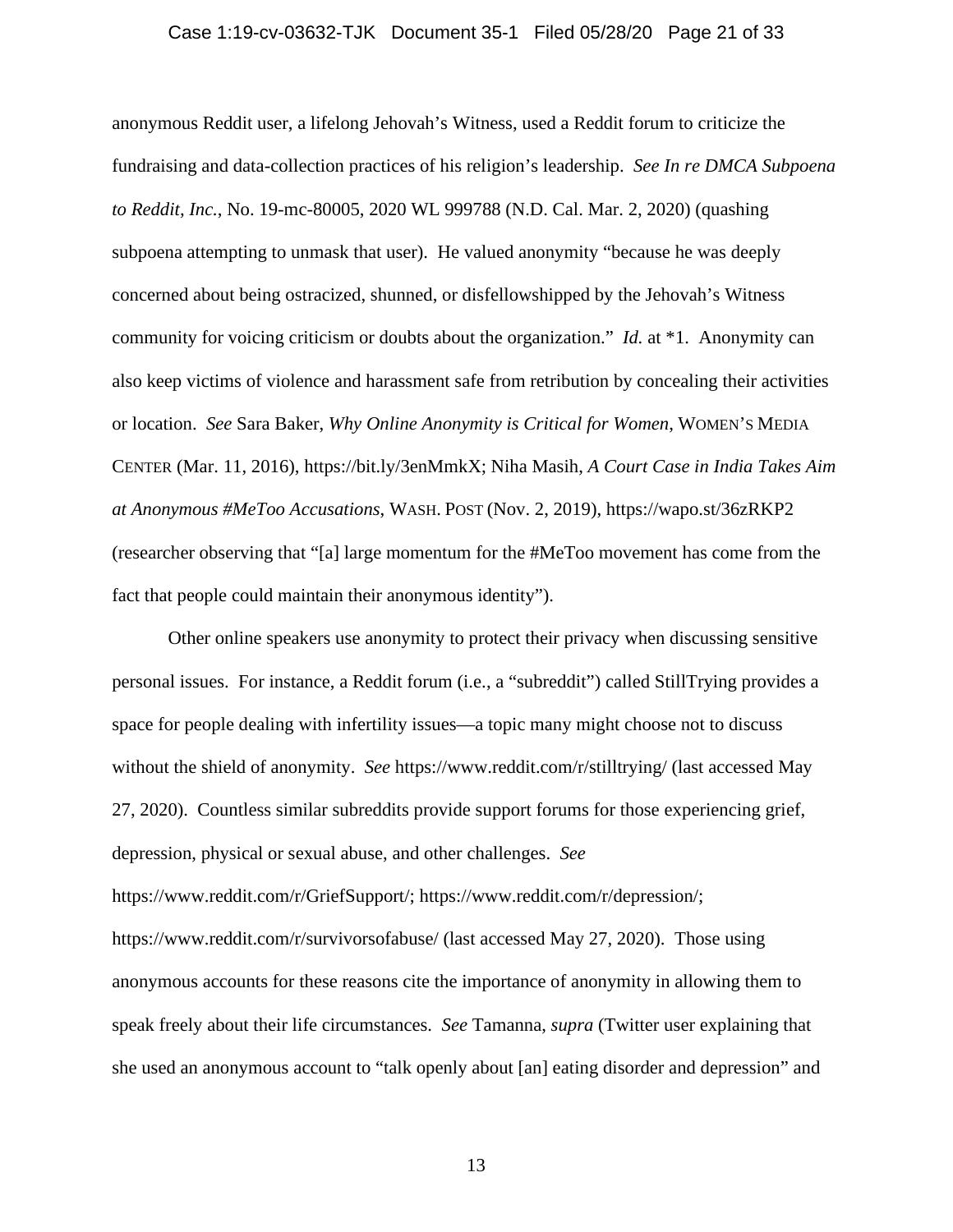anonymous Reddit user, a lifelong Jehovah's Witness, used a Reddit forum to criticize the fundraising and data-collection practices of his religion's leadership. *See In re DMCA Subpoena to Reddit, Inc.*, No. 19-mc-80005, 2020 WL 999788 (N.D. Cal. Mar. 2, 2020) (quashing subpoena attempting to unmask that user). He valued anonymity "because he was deeply concerned about being ostracized, shunned, or disfellowshipped by the Jehovah's Witness community for voicing criticism or doubts about the organization." *Id.* at *1. Anonymity can also keep victims of violence and harassment safe from retribution by concealing their activities or location. *See* Sara Baker, *Why Online Anonymity is Critical for Women*, WOMEN'S MEDIA CENTER (Mar. 11, 2016), https://bit.ly/3enMmkX; Niha Masih, *A Court Case in India Takes Aim at Anonymous #MeToo Accusations*, WASH. POST (Nov. 2, 2019), https://wapo.st/36zRKP2 (researcher observing that "[a] large momentum for the #MeToo movement has come from the fact that people could maintain their anonymous identity").

Other online speakers use anonymity to protect their privacy when discussing sensitive personal issues. For instance, a Reddit forum (i.e., a "subreddit") called StillTrying provides a space for people dealing with infertility issues—a topic many might choose not to discuss without the shield of anonymity. *See* https://www.reddit.com/r/stilltrying/ (last accessed May 27, 2020). Countless similar subreddits provide support forums for those experiencing grief, depression, physical or sexual abuse, and other challenges. *See* https://www.reddit.com/r/GriefSupport/; https://www.reddit.com/r/depression/; https://www.reddit.com/r/survivorsofabuse/ (last accessed May 27, 2020). Those using anonymous accounts for these reasons cite the importance of anonymity in allowing them to speak freely about their life circumstances. *See* Tamanna, *supra* (Twitter user explaining that she used an anonymous account to "talk openly about [an] eating disorder and depression" and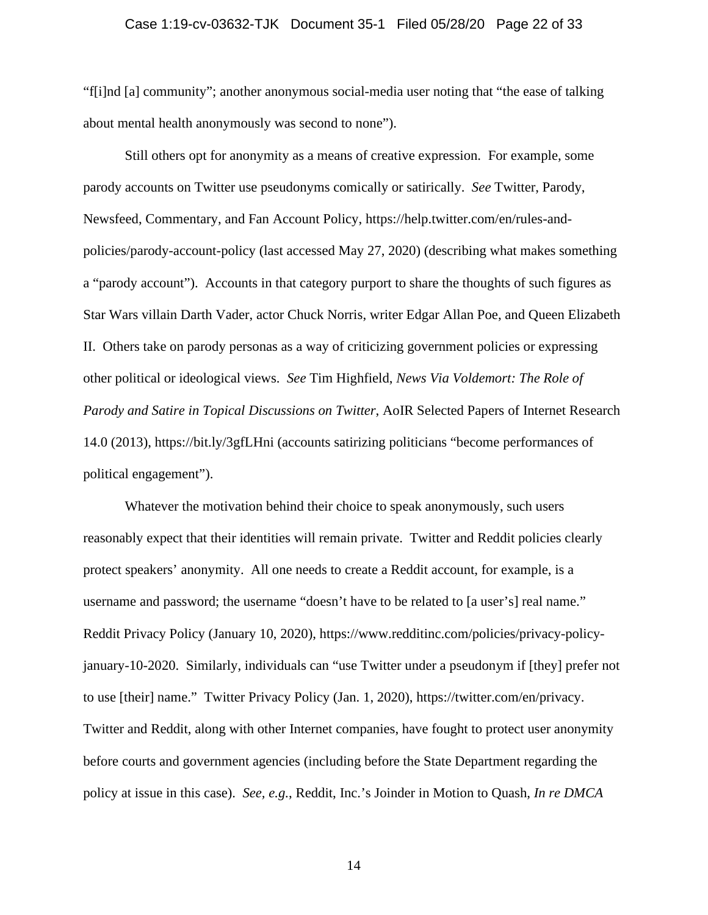"f[i]nd [a] community"; another anonymous social-media user noting that "the ease of talking about mental health anonymously was second to none").

Still others opt for anonymity as a means of creative expression. For example, some parody accounts on Twitter use pseudonyms comically or satirically. *See* Twitter, Parody, Newsfeed, Commentary, and Fan Account Policy, https://help.twitter.com/en/rules-and-policies/parody-account-policy (last accessed May 27, 2020) (describing what makes something a "parody account"). Accounts in that category purport to share the thoughts of such figures as Star Wars villain Darth Vader, actor Chuck Norris, writer Edgar Allan Poe, and Queen Elizabeth II. Others take on parody personas as a way of criticizing government policies or expressing other political or ideological views. *See* Tim Highfield, *News Via Voldemort: The Role of Parody and Satire in Topical Discussions on Twitter*, AoIR Selected Papers of Internet Research 14.0 (2013), https://bit.ly/3gfLHni (accounts satirizing politicians "become performances of political engagement").

Whatever the motivation behind their choice to speak anonymously, such users reasonably expect that their identities will remain private. Twitter and Reddit policies clearly protect speakers' anonymity. All one needs to create a Reddit account, for example, is a username and password; the username "doesn't have to be related to [a user's] real name." Reddit Privacy Policy (January 10, 2020), https://www.redditinc.com/policies/privacy-policy-january-10-2020. Similarly, individuals can "use Twitter under a pseudonym if [they] prefer not to use [their] name." Twitter Privacy Policy (Jan. 1, 2020), https://twitter.com/en/privacy. Twitter and Reddit, along with other Internet companies, have fought to protect user anonymity before courts and government agencies (including before the State Department regarding the policy at issue in this case). *See, e.g.*, Reddit, Inc.'s Joinder in Motion to Quash, *In re DMCA*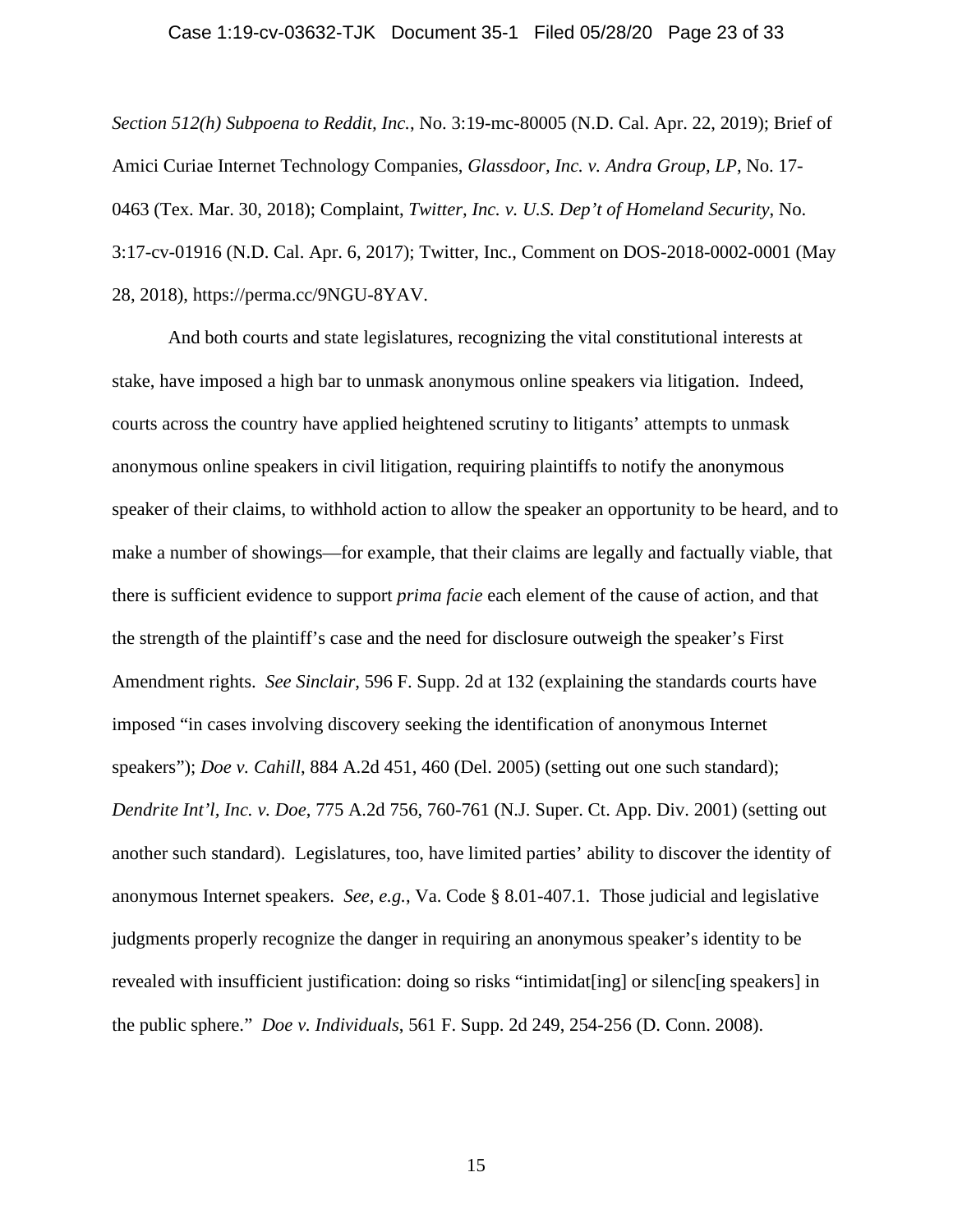*Section 512(h) Subpoena to Reddit, Inc.*, No. 3:19-mc-80005 (N.D. Cal. Apr. 22, 2019); Brief of Amici Curiae Internet Technology Companies, *Glassdoor, Inc. v. Andra Group, LP*, No. 17-0463 (Tex. Mar. 30, 2018); Complaint, *Twitter, Inc. v. U.S. Dep't of Homeland Security*, No. 3:17-cv-01916 (N.D. Cal. Apr. 6, 2017); Twitter, Inc., Comment on DOS-2018-0002-0001 (May 28, 2018), https://perma.cc/9NGU-8YAV.

And both courts and state legislatures, recognizing the vital constitutional interests at stake, have imposed a high bar to unmask anonymous online speakers via litigation. Indeed, courts across the country have applied heightened scrutiny to litigants' attempts to unmask anonymous online speakers in civil litigation, requiring plaintiffs to notify the anonymous speaker of their claims, to withhold action to allow the speaker an opportunity to be heard, and to make a number of showings—for example, that their claims are legally and factually viable, that there is sufficient evidence to support *prima facie* each element of the cause of action, and that the strength of the plaintiff's case and the need for disclosure outweigh the speaker's First Amendment rights. *See Sinclair*, 596 F. Supp. 2d at 132 (explaining the standards courts have imposed "in cases involving discovery seeking the identification of anonymous Internet speakers"); *Doe v. Cahill*, 884 A.2d 451, 460 (Del. 2005) (setting out one such standard); *Dendrite Int'l, Inc. v. Doe*, 775 A.2d 756, 760-761 (N.J. Super. Ct. App. Div. 2001) (setting out another such standard). Legislatures, too, have limited parties' ability to discover the identity of anonymous Internet speakers. *See, e.g.*, Va. Code § 8.01-407.1. Those judicial and legislative judgments properly recognize the danger in requiring an anonymous speaker's identity to be revealed with insufficient justification: doing so risks "intimidat[ing] or silenc[ing speakers] in the public sphere." *Doe v. Individuals*, 561 F. Supp. 2d 249, 254-256 (D. Conn. 2008).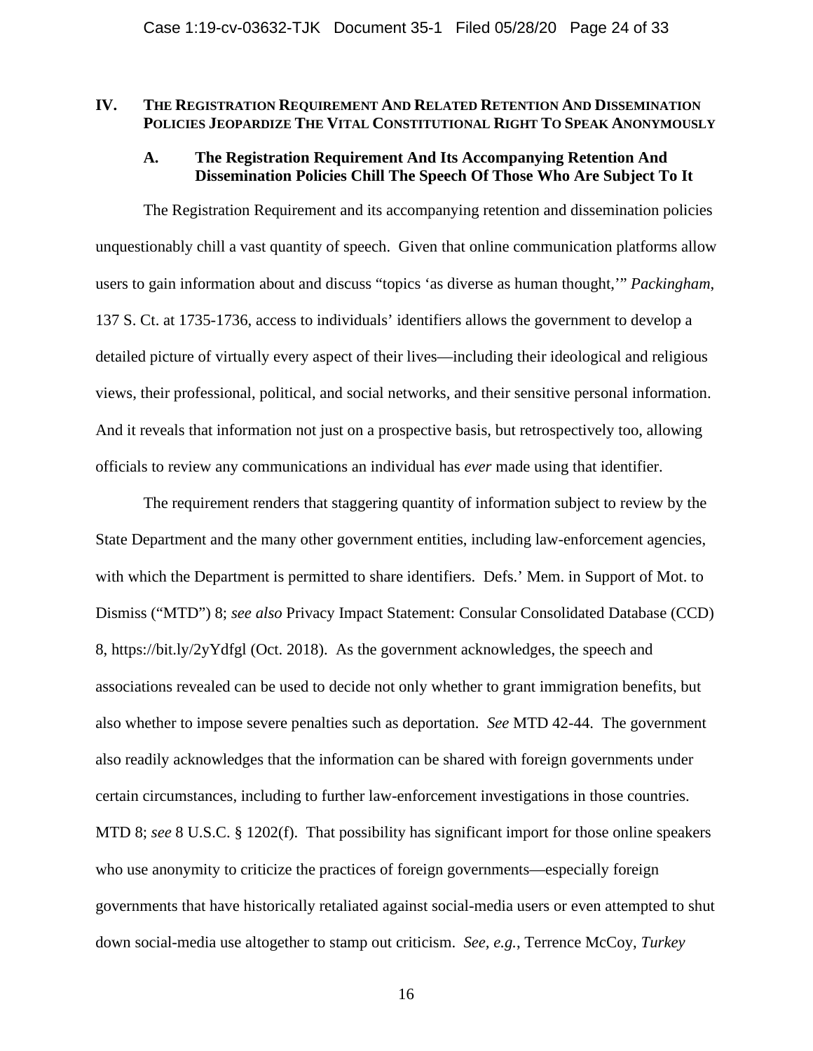## IV. THE REGISTRATION REQUIREMENT AND RELATED RETENTION AND DISSEMINATION POLICIES JEOPARDIZE THE VITAL CONSTITUTIONAL RIGHT TO SPEAK ANONYMOUSLY

### A. The Registration Requirement And Its Accompanying Retention And Dissemination Policies Chill The Speech Of Those Who Are Subject To It

The Registration Requirement and its accompanying retention and dissemination policies unquestionably chill a vast quantity of speech. Given that online communication platforms allow users to gain information about and discuss "topics 'as diverse as human thought,'" *Packingham*, 137 S. Ct. at 1735-1736, access to individuals' identifiers allows the government to develop a detailed picture of virtually every aspect of their lives—including their ideological and religious views, their professional, political, and social networks, and their sensitive personal information. And it reveals that information not just on a prospective basis, but retrospectively too, allowing officials to review any communications an individual has *ever* made using that identifier.

The requirement renders that staggering quantity of information subject to review by the State Department and the many other government entities, including law-enforcement agencies, with which the Department is permitted to share identifiers. Defs.' Mem. in Support of Mot. to Dismiss ("MTD") 8; *see also* Privacy Impact Statement: Consular Consolidated Database (CCD) 8, https://bit.ly/2yYdfgl (Oct. 2018). As the government acknowledges, the speech and associations revealed can be used to decide not only whether to grant immigration benefits, but also whether to impose severe penalties such as deportation. *See* MTD 42-44. The government also readily acknowledges that the information can be shared with foreign governments under certain circumstances, including to further law-enforcement investigations in those countries. MTD 8; *see* 8 U.S.C. § 1202(f). That possibility has significant import for those online speakers who use anonymity to criticize the practices of foreign governments—especially foreign governments that have historically retaliated against social-media users or even attempted to shut down social-media use altogether to stamp out criticism. *See, e.g.*, Terrence McCoy, *Turkey*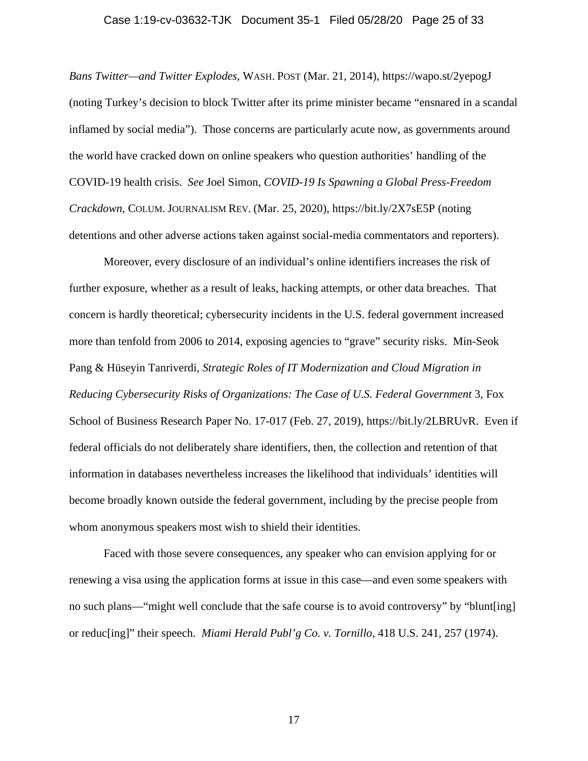*Bans Twitter—and Twitter Explodes*, WASH. POST (Mar. 21, 2014), https://wapo.st/2yepogJ (noting Turkey's decision to block Twitter after its prime minister became "ensnared in a scandal inflamed by social media"). Those concerns are particularly acute now, as governments around the world have cracked down on online speakers who question authorities' handling of the COVID-19 health crisis. *See* Joel Simon, *COVID-19 Is Spawning a Global Press-Freedom Crackdown*, COLUM. JOURNALISM REV. (Mar. 25, 2020), https://bit.ly/2X7sE5P (noting detentions and other adverse actions taken against social-media commentators and reporters).

Moreover, every disclosure of an individual's online identifiers increases the risk of further exposure, whether as a result of leaks, hacking attempts, or other data breaches. That concern is hardly theoretical; cybersecurity incidents in the U.S. federal government increased more than tenfold from 2006 to 2014, exposing agencies to "grave" security risks. Min-Seok Pang & Hüseyin Tanriverdi, *Strategic Roles of IT Modernization and Cloud Migration in Reducing Cybersecurity Risks of Organizations: The Case of U.S. Federal Government* 3, Fox School of Business Research Paper No. 17-017 (Feb. 27, 2019), https://bit.ly/2LBRUvR. Even if federal officials do not deliberately share identifiers, then, the collection and retention of that information in databases nevertheless increases the likelihood that individuals' identities will become broadly known outside the federal government, including by the precise people from whom anonymous speakers most wish to shield their identities.

Faced with those severe consequences, any speaker who can envision applying for or renewing a visa using the application forms at issue in this case—and even some speakers with no such plans—"might well conclude that the safe course is to avoid controversy" by "blunt[ing] or reduc[ing]" their speech. *Miami Herald Publ'g Co. v. Tornillo*, 418 U.S. 241, 257 (1974).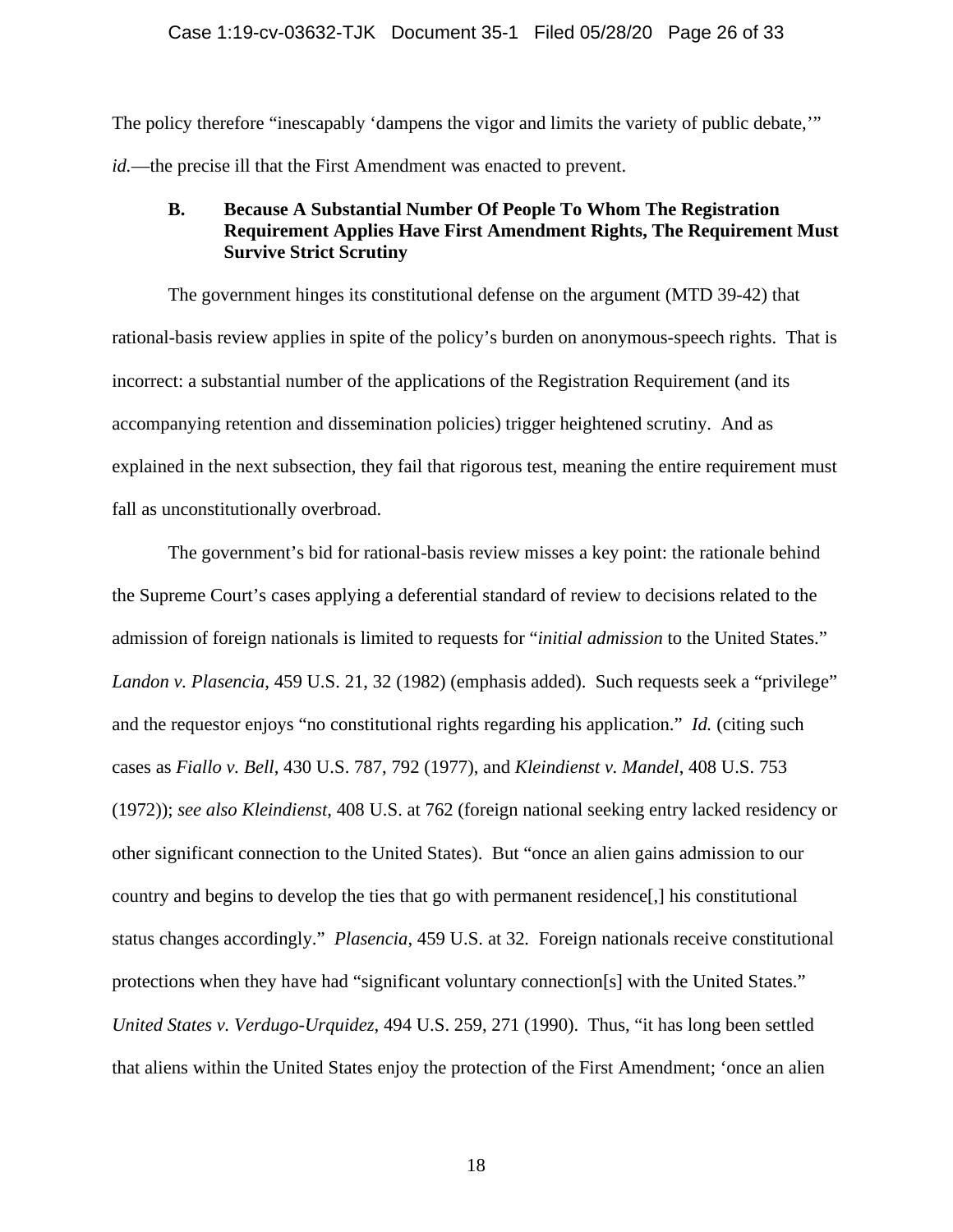The policy therefore "inescapably 'dampens the vigor and limits the variety of public debate,'" *id.*—the precise ill that the First Amendment was enacted to prevent.

### B. Because A Substantial Number Of People To Whom The Registration Requirement Applies Have First Amendment Rights, The Requirement Must Survive Strict Scrutiny

The government hinges its constitutional defense on the argument (MTD 39-42) that rational-basis review applies in spite of the policy's burden on anonymous-speech rights. That is incorrect: a substantial number of the applications of the Registration Requirement (and its accompanying retention and dissemination policies) trigger heightened scrutiny. And as explained in the next subsection, they fail that rigorous test, meaning the entire requirement must fall as unconstitutionally overbroad.

The government's bid for rational-basis review misses a key point: the rationale behind the Supreme Court's cases applying a deferential standard of review to decisions related to the admission of foreign nationals is limited to requests for "*initial admission* to the United States." *Landon v. Plasencia*, 459 U.S. 21, 32 (1982) (emphasis added). Such requests seek a "privilege" and the requestor enjoys "no constitutional rights regarding his application." *Id.* (citing such cases as *Fiallo v. Bell*, 430 U.S. 787, 792 (1977), and *Kleindienst v. Mandel*, 408 U.S. 753 (1972)); *see also Kleindienst*, 408 U.S. at 762 (foreign national seeking entry lacked residency or other significant connection to the United States). But "once an alien gains admission to our country and begins to develop the ties that go with permanent residence[,] his constitutional status changes accordingly." *Plasencia*, 459 U.S. at 32. Foreign nationals receive constitutional protections when they have had "significant voluntary connection[s] with the United States." *United States v. Verdugo-Urquidez*, 494 U.S. 259, 271 (1990). Thus, "it has long been settled that aliens within the United States enjoy the protection of the First Amendment; 'once an alien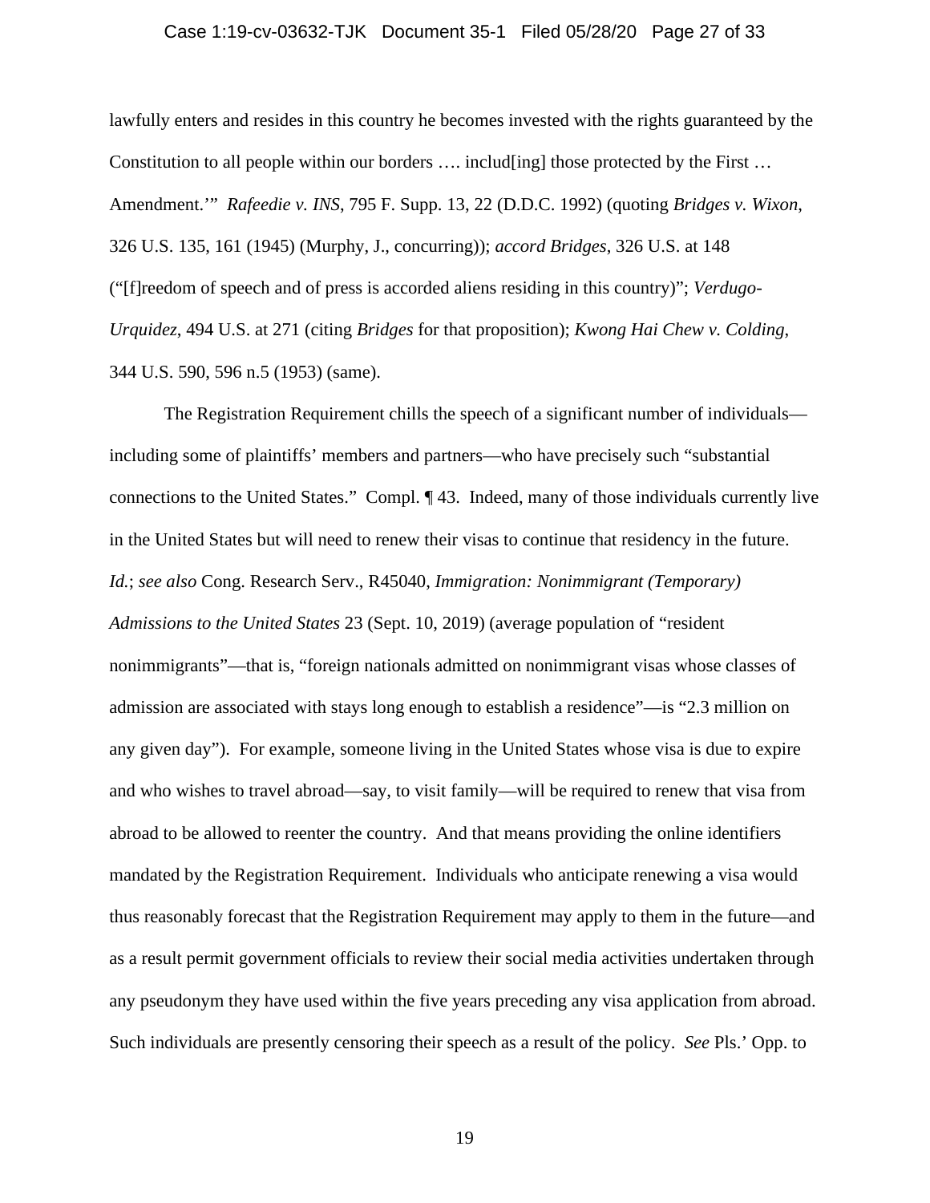lawfully enters and resides in this country he becomes invested with the rights guaranteed by the Constitution to all people within our borders …. includ[ing] those protected by the First … Amendment.'" *Rafeedie v. INS*, 795 F. Supp. 13, 22 (D.D.C. 1992) (quoting *Bridges v. Wixon*, 326 U.S. 135, 161 (1945) (Murphy, J., concurring)); *accord Bridges*, 326 U.S. at 148 ("[f]reedom of speech and of press is accorded aliens residing in this country)"; *Verdugo-Urquidez*, 494 U.S. at 271 (citing *Bridges* for that proposition); *Kwong Hai Chew v. Colding*, 344 U.S. 590, 596 n.5 (1953) (same).

The Registration Requirement chills the speech of a significant number of individuals—including some of plaintiffs' members and partners—who have precisely such "substantial connections to the United States." Compl. ¶ 43. Indeed, many of those individuals currently live in the United States but will need to renew their visas to continue that residency in the future. *Id.*; *see also* Cong. Research Serv., R45040, *Immigration: Nonimmigrant (Temporary) Admissions to the United States* 23 (Sept. 10, 2019) (average population of "resident nonimmigrants"—that is, "foreign nationals admitted on nonimmigrant visas whose classes of admission are associated with stays long enough to establish a residence"—is "2.3 million on any given day"). For example, someone living in the United States whose visa is due to expire and who wishes to travel abroad—say, to visit family—will be required to renew that visa from abroad to be allowed to reenter the country. And that means providing the online identifiers mandated by the Registration Requirement. Individuals who anticipate renewing a visa would thus reasonably forecast that the Registration Requirement may apply to them in the future—and as a result permit government officials to review their social media activities undertaken through any pseudonym they have used within the five years preceding any visa application from abroad. Such individuals are presently censoring their speech as a result of the policy. *See* Pls.' Opp. to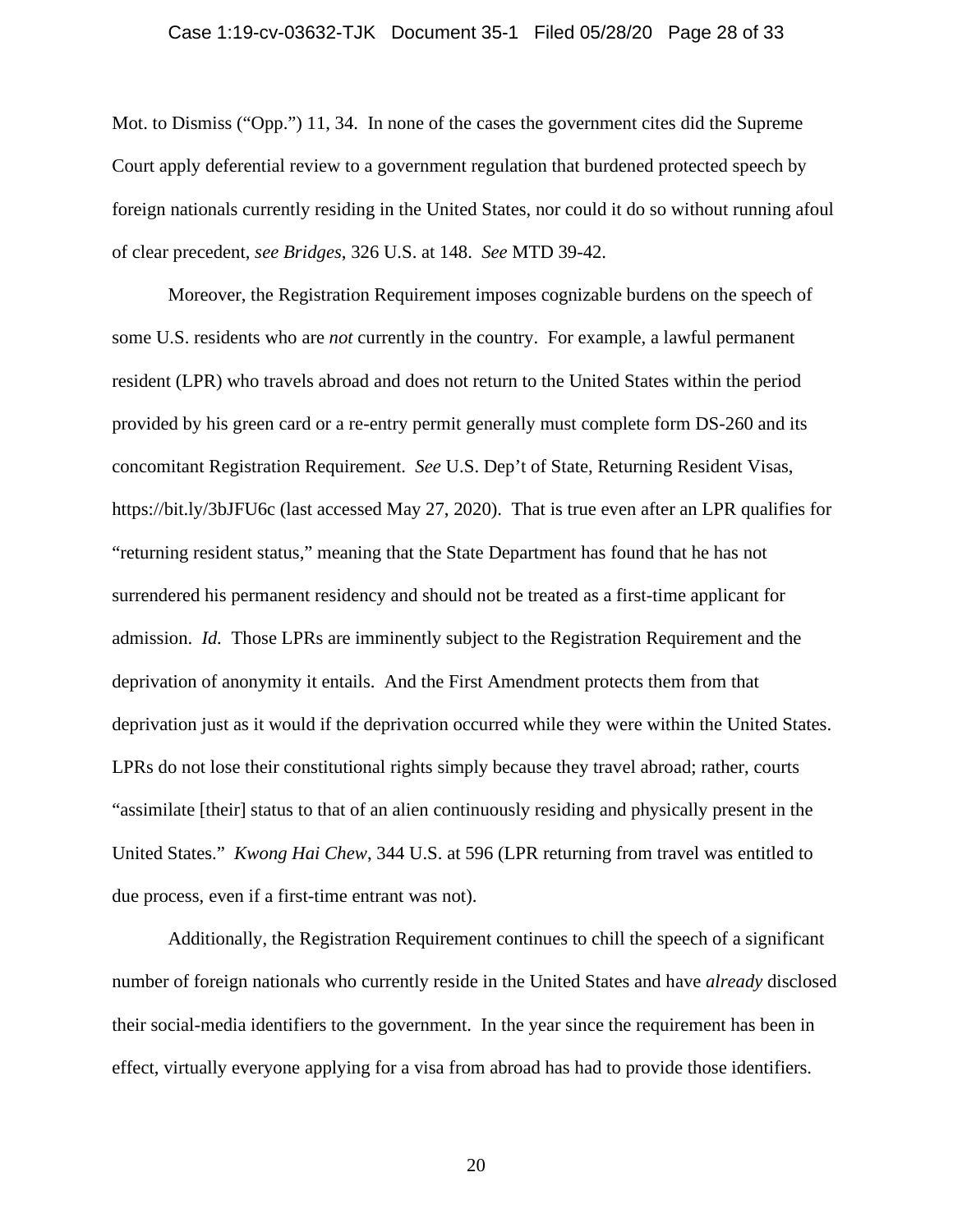Mot. to Dismiss ("Opp.") 11, 34. In none of the cases the government cites did the Supreme Court apply deferential review to a government regulation that burdened protected speech by foreign nationals currently residing in the United States, nor could it do so without running afoul of clear precedent, *see Bridges*, 326 U.S. at 148. *See* MTD 39-42.

Moreover, the Registration Requirement imposes cognizable burdens on the speech of some U.S. residents who are *not* currently in the country. For example, a lawful permanent resident (LPR) who travels abroad and does not return to the United States within the period provided by his green card or a re-entry permit generally must complete form DS-260 and its concomitant Registration Requirement. *See* U.S. Dep't of State, Returning Resident Visas, https://bit.ly/3bJFU6c (last accessed May 27, 2020). That is true even after an LPR qualifies for "returning resident status," meaning that the State Department has found that he has not surrendered his permanent residency and should not be treated as a first-time applicant for admission. *Id.* Those LPRs are imminently subject to the Registration Requirement and the deprivation of anonymity it entails. And the First Amendment protects them from that deprivation just as it would if the deprivation occurred while they were within the United States. LPRs do not lose their constitutional rights simply because they travel abroad; rather, courts "assimilate [their] status to that of an alien continuously residing and physically present in the United States." *Kwong Hai Chew*, 344 U.S. at 596 (LPR returning from travel was entitled to due process, even if a first-time entrant was not).

Additionally, the Registration Requirement continues to chill the speech of a significant number of foreign nationals who currently reside in the United States and have *already* disclosed their social-media identifiers to the government. In the year since the requirement has been in effect, virtually everyone applying for a visa from abroad has had to provide those identifiers.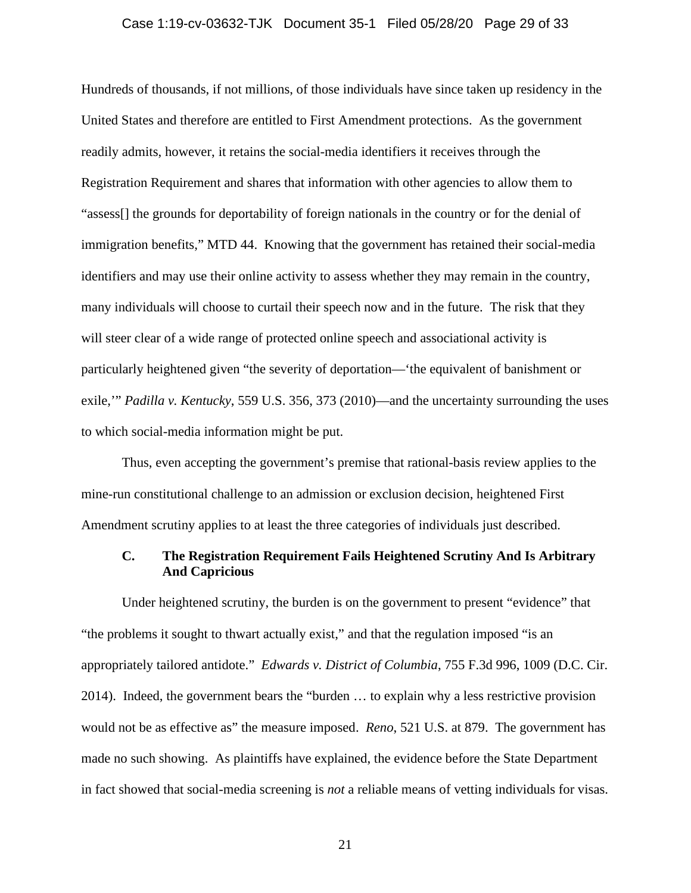Hundreds of thousands, if not millions, of those individuals have since taken up residency in the United States and therefore are entitled to First Amendment protections. As the government readily admits, however, it retains the social-media identifiers it receives through the Registration Requirement and shares that information with other agencies to allow them to "assess[] the grounds for deportability of foreign nationals in the country or for the denial of immigration benefits," MTD 44. Knowing that the government has retained their social-media identifiers and may use their online activity to assess whether they may remain in the country, many individuals will choose to curtail their speech now and in the future. The risk that they will steer clear of a wide range of protected online speech and associational activity is particularly heightened given "the severity of deportation—'the equivalent of banishment or exile,'" *Padilla v. Kentucky*, 559 U.S. 356, 373 (2010)—and the uncertainty surrounding the uses to which social-media information might be put.

Thus, even accepting the government's premise that rational-basis review applies to the mine-run constitutional challenge to an admission or exclusion decision, heightened First Amendment scrutiny applies to at least the three categories of individuals just described.

### C. The Registration Requirement Fails Heightened Scrutiny And Is Arbitrary And Capricious

Under heightened scrutiny, the burden is on the government to present "evidence" that "the problems it sought to thwart actually exist," and that the regulation imposed "is an appropriately tailored antidote." *Edwards v. District of Columbia*, 755 F.3d 996, 1009 (D.C. Cir. 2014). Indeed, the government bears the "burden … to explain why a less restrictive provision would not be as effective as" the measure imposed. *Reno*, 521 U.S. at 879. The government has made no such showing. As plaintiffs have explained, the evidence before the State Department in fact showed that social-media screening is *not* a reliable means of vetting individuals for visas.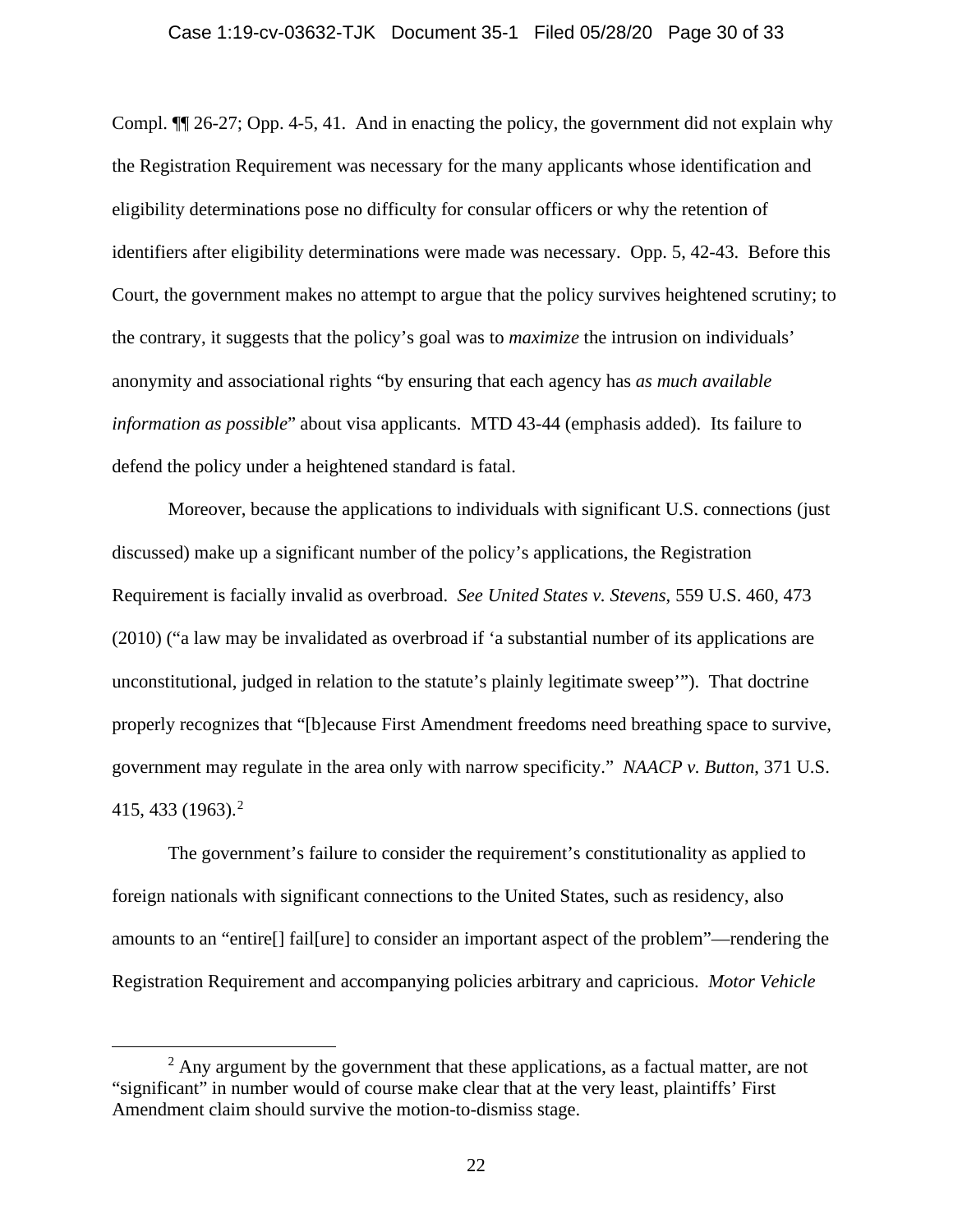Compl. ¶¶ 26-27; Opp. 4-5, 41. And in enacting the policy, the government did not explain why the Registration Requirement was necessary for the many applicants whose identification and eligibility determinations pose no difficulty for consular officers or why the retention of identifiers after eligibility determinations were made was necessary. Opp. 5, 42-43. Before this Court, the government makes no attempt to argue that the policy survives heightened scrutiny; to the contrary, it suggests that the policy's goal was to *maximize* the intrusion on individuals' anonymity and associational rights "by ensuring that each agency has *as much available information as possible*" about visa applicants. MTD 43-44 (emphasis added). Its failure to defend the policy under a heightened standard is fatal.

Moreover, because the applications to individuals with significant U.S. connections (just discussed) make up a significant number of the policy's applications, the Registration Requirement is facially invalid as overbroad. *See United States v. Stevens*, 559 U.S. 460, 473 (2010) ("a law may be invalidated as overbroad if 'a substantial number of its applications are unconstitutional, judged in relation to the statute's plainly legitimate sweep'"). That doctrine properly recognizes that "[b]ecause First Amendment freedoms need breathing space to survive, government may regulate in the area only with narrow specificity." *NAACP v. Button*, 371 U.S. 415, 433 (1963).[2]

The government's failure to consider the requirement's constitutionality as applied to foreign nationals with significant connections to the United States, such as residency, also amounts to an "entire[] fail[ure] to consider an important aspect of the problem"—rendering the Registration Requirement and accompanying policies arbitrary and capricious. *Motor Vehicle*

---

[2] Any argument by the government that these applications, as a factual matter, are not "significant" in number would of course make clear that at the very least, plaintiffs' First Amendment claim should survive the motion-to-dismiss stage.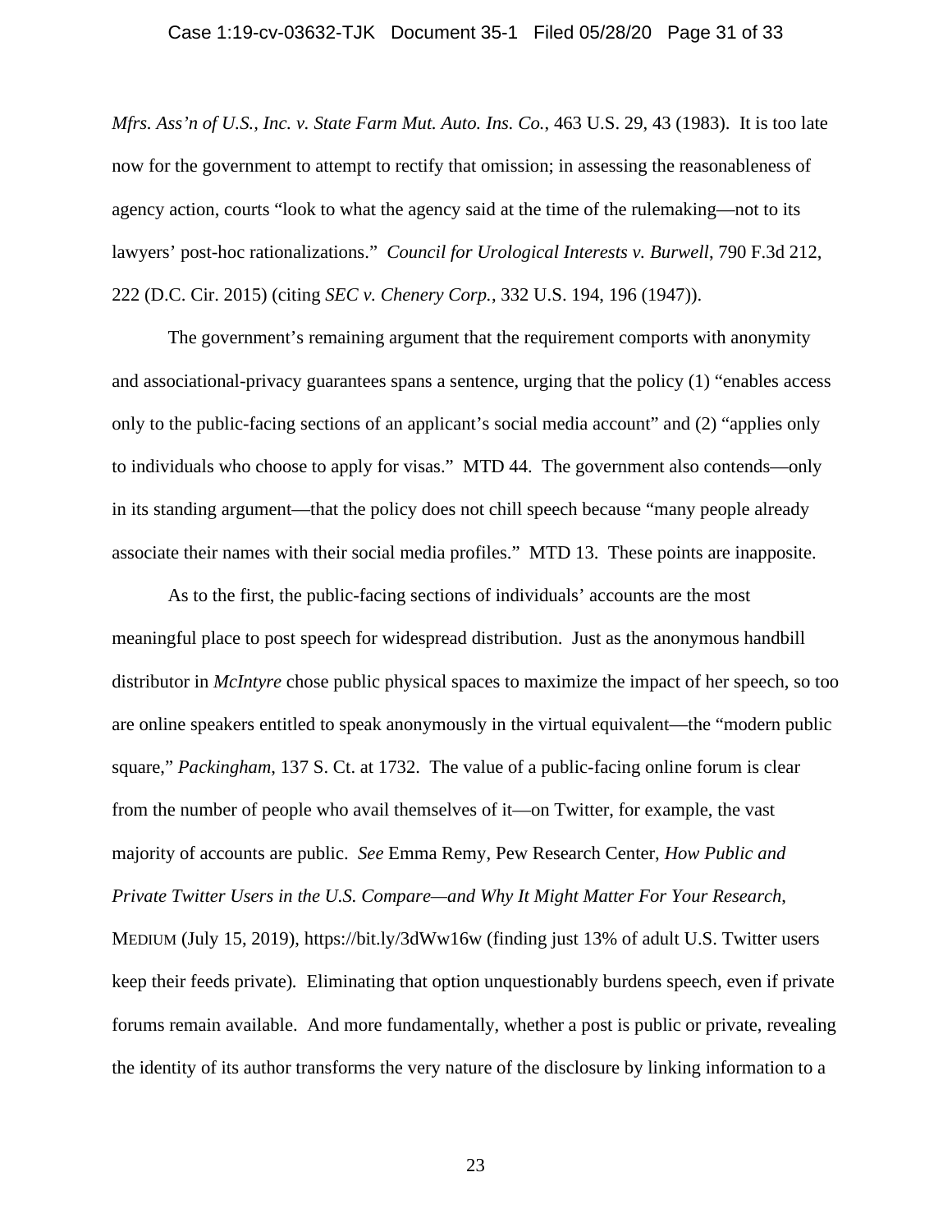*Mfrs. Ass'n of U.S., Inc. v. State Farm Mut. Auto. Ins. Co.*, 463 U.S. 29, 43 (1983). It is too late now for the government to attempt to rectify that omission; in assessing the reasonableness of agency action, courts "look to what the agency said at the time of the rulemaking—not to its lawyers' post-hoc rationalizations." *Council for Urological Interests v. Burwell*, 790 F.3d 212, 222 (D.C. Cir. 2015) (citing *SEC v. Chenery Corp.*, 332 U.S. 194, 196 (1947)).

The government's remaining argument that the requirement comports with anonymity and associational-privacy guarantees spans a sentence, urging that the policy (1) "enables access only to the public-facing sections of an applicant's social media account" and (2) "applies only to individuals who choose to apply for visas." MTD 44. The government also contends—only in its standing argument—that the policy does not chill speech because "many people already associate their names with their social media profiles." MTD 13. These points are inapposite.

As to the first, the public-facing sections of individuals' accounts are the most meaningful place to post speech for widespread distribution. Just as the anonymous handbill distributor in *McIntyre* chose public physical spaces to maximize the impact of her speech, so too are online speakers entitled to speak anonymously in the virtual equivalent—the "modern public square," *Packingham*, 137 S. Ct. at 1732. The value of a public-facing online forum is clear from the number of people who avail themselves of it—on Twitter, for example, the vast majority of accounts are public. *See* Emma Remy, Pew Research Center, *How Public and Private Twitter Users in the U.S. Compare—and Why It Might Matter For Your Research*, MEDIUM (July 15, 2019), https://bit.ly/3dWw16w (finding just 13% of adult U.S. Twitter users keep their feeds private). Eliminating that option unquestionably burdens speech, even if private forums remain available. And more fundamentally, whether a post is public or private, revealing the identity of its author transforms the very nature of the disclosure by linking information to a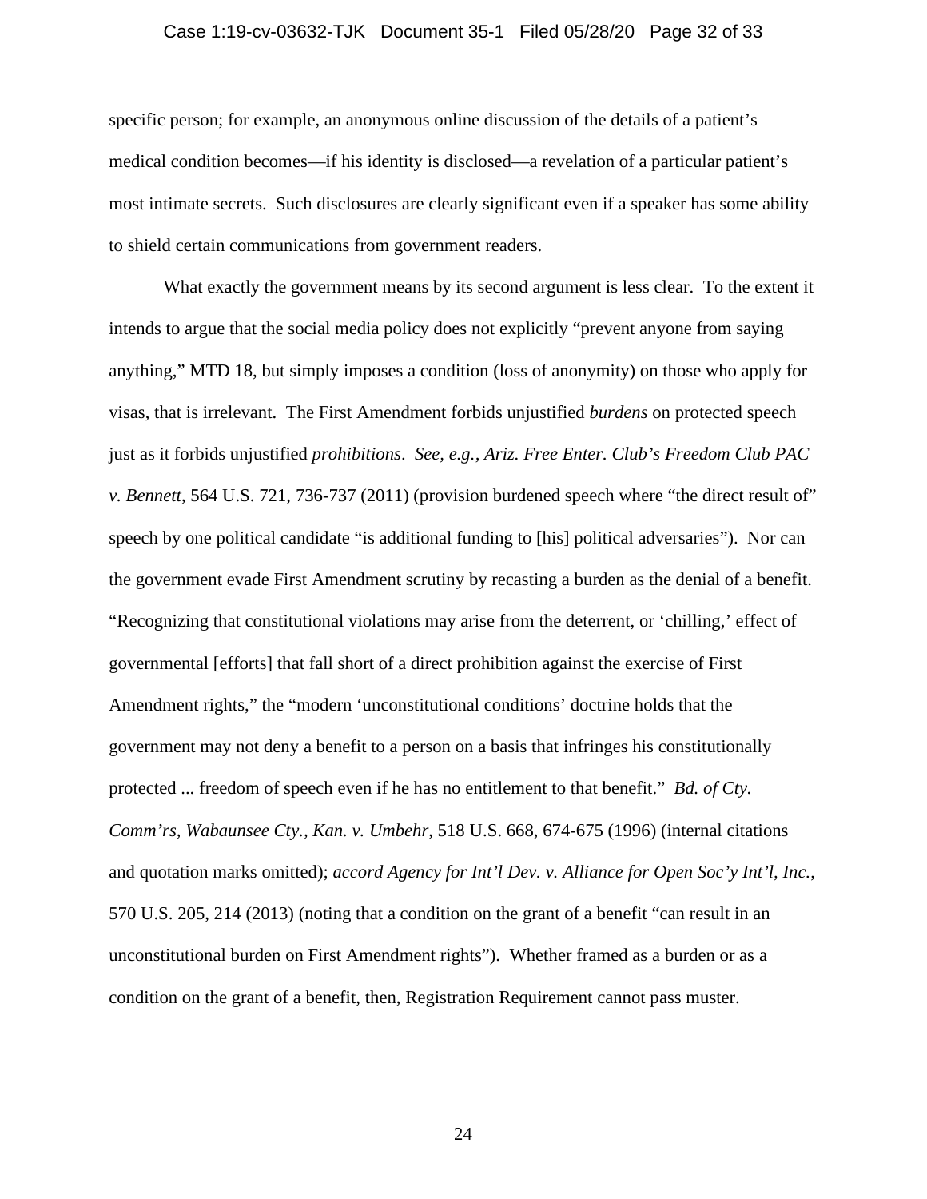specific person; for example, an anonymous online discussion of the details of a patient's medical condition becomes—if his identity is disclosed—a revelation of a particular patient's most intimate secrets. Such disclosures are clearly significant even if a speaker has some ability to shield certain communications from government readers.

What exactly the government means by its second argument is less clear. To the extent it intends to argue that the social media policy does not explicitly "prevent anyone from saying anything," MTD 18, but simply imposes a condition (loss of anonymity) on those who apply for visas, that is irrelevant. The First Amendment forbids unjustified *burdens* on protected speech just as it forbids unjustified *prohibitions*. *See, e.g.*, *Ariz. Free Enter. Club's Freedom Club PAC v. Bennett*, 564 U.S. 721, 736-737 (2011) (provision burdened speech where "the direct result of" speech by one political candidate "is additional funding to [his] political adversaries"). Nor can the government evade First Amendment scrutiny by recasting a burden as the denial of a benefit. "Recognizing that constitutional violations may arise from the deterrent, or 'chilling,' effect of governmental [efforts] that fall short of a direct prohibition against the exercise of First Amendment rights," the "modern 'unconstitutional conditions' doctrine holds that the government may not deny a benefit to a person on a basis that infringes his constitutionally protected ... freedom of speech even if he has no entitlement to that benefit." *Bd. of Cty. Comm'rs, Wabaunsee Cty., Kan. v. Umbehr*, 518 U.S. 668, 674-675 (1996) (internal citations and quotation marks omitted); *accord Agency for Int'l Dev. v. Alliance for Open Soc'y Int'l, Inc.*, 570 U.S. 205, 214 (2013) (noting that a condition on the grant of a benefit "can result in an unconstitutional burden on First Amendment rights"). Whether framed as a burden or as a condition on the grant of a benefit, then, Registration Requirement cannot pass muster.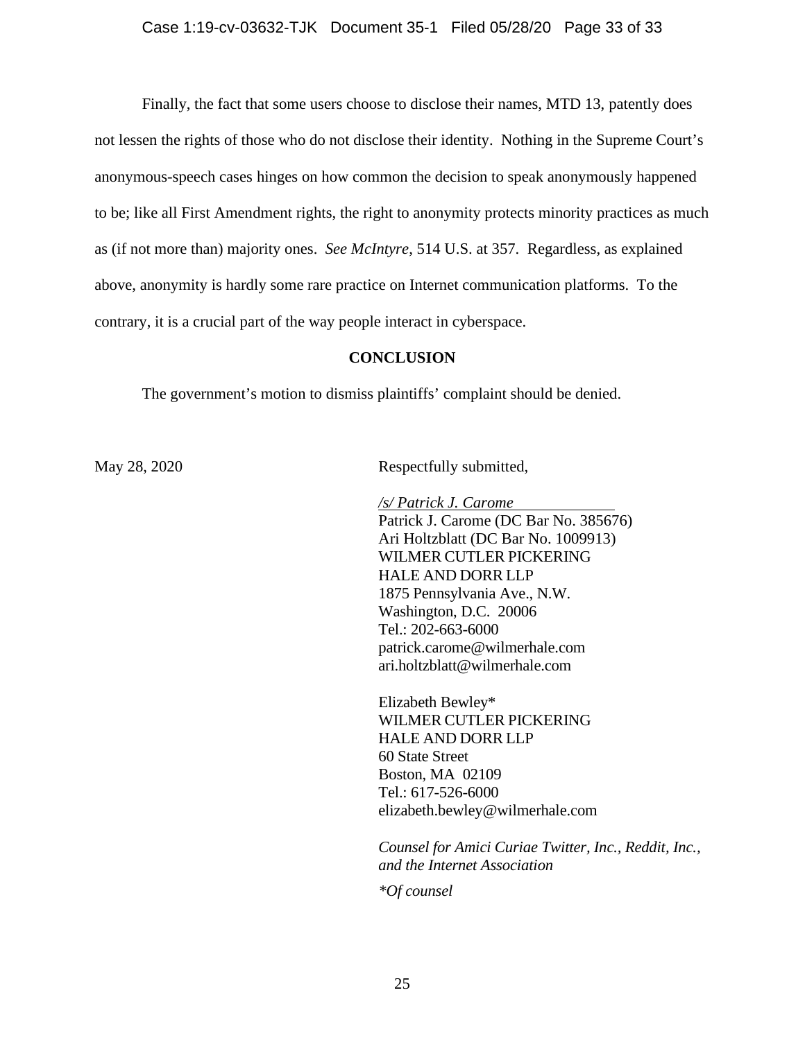Finally, the fact that some users choose to disclose their names, MTD 13, patently does not lessen the rights of those who do not disclose their identity. Nothing in the Supreme Court's anonymous-speech cases hinges on how common the decision to speak anonymously happened to be; like all First Amendment rights, the right to anonymity protects minority practices as much as (if not more than) majority ones. *See McIntyre*, 514 U.S. at 357. Regardless, as explained above, anonymity is hardly some rare practice on Internet communication platforms. To the contrary, it is a crucial part of the way people interact in cyberspace.

**CONCLUSION**

The government's motion to dismiss plaintiffs' complaint should be denied.

May 28, 2020

Respectfully submitted,

*/s/ Patrick J. Carome*
Patrick J. Carome (DC Bar No. 385676)
Ari Holtzblatt (DC Bar No. 1009913)
WILMER CUTLER PICKERING
HALE AND DORR LLP
1875 Pennsylvania Ave., N.W.
Washington, D.C. 20006
Tel.: 202-663-6000
patrick.carome@wilmerhale.com
ari.holtzblatt@wilmerhale.com

Elizabeth Bewley*
WILMER CUTLER PICKERING
HALE AND DORR LLP
60 State Street
Boston, MA 02109
Tel.: 617-526-6000
elizabeth.bewley@wilmerhale.com

*Counsel for Amici Curiae Twitter, Inc., Reddit, Inc., and the Internet Association*

*\*Of counsel*